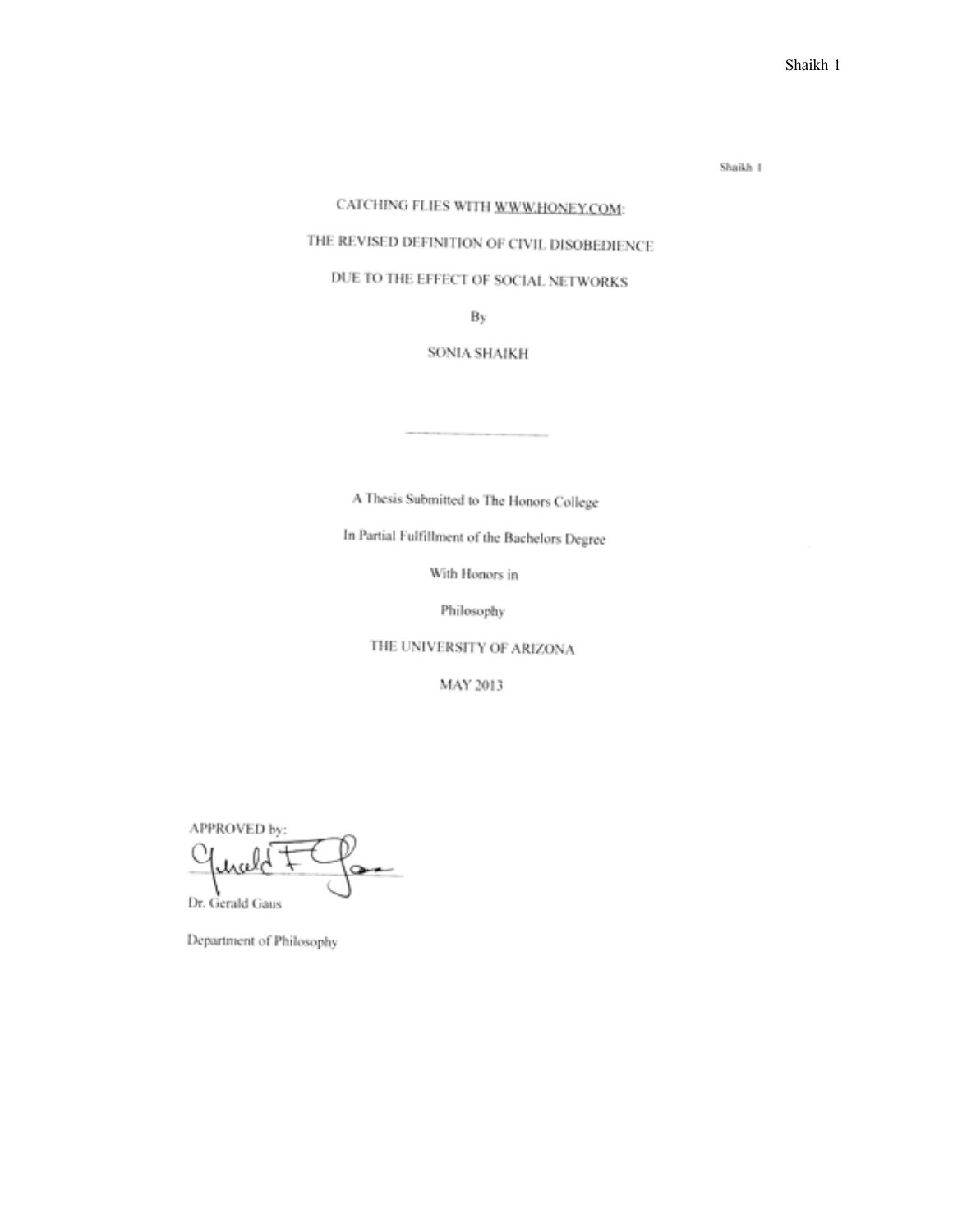# CATCHING FLIES WITH WWW.HONEY.COM:

# THE REVISED DEFINITION OF CIVIL DISOBEDIENCE

# DUE TO THE EFFECT OF SOCIAL NETWORKS

By

SONIA SHAIKH

---

A Thesis Submitted to The Honors College

In Partial Fulfillment of the Bachelors Degree

With Honors in

Philosophy

THE UNIVERSITY OF ARIZONA

MAY 2013

APPROVED by:

Dr. Gerald Gaus

Department of Philosophy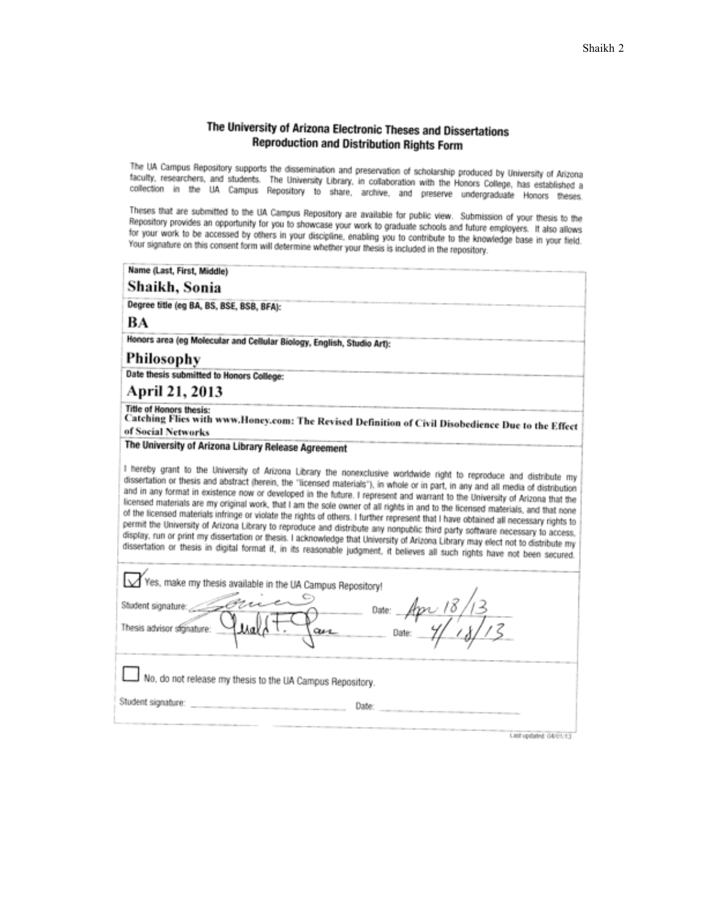# The University of Arizona Electronic Theses and Dissertations Reproduction and Distribution Rights Form

The UA Campus Repository supports the dissemination and preservation of scholarship produced by University of Arizona faculty, researchers, and students. The University Library, in collaboration with the Honors College, has established a collection in the UA Campus Repository to share, archive, and preserve undergraduate Honors theses.

Theses that are submitted to the UA Campus Repository are available for public view. Submission of your thesis to the Repository provides an opportunity for you to showcase your work to graduate schools and future employers. It also allows for your work to be accessed by others in your discipline, enabling you to contribute to the knowledge base in your field. Your signature on this consent form will determine whether your thesis is included in the repository.

**Name (Last, First, Middle)**

Shaikh, Sonia

**Degree title (eg BA, BS, BSE, BSB, BFA):**

BA

**Honors area (eg Molecular and Cellular Biology, English, Studio Art):**

Philosophy

**Date thesis submitted to Honors College:**

April 21, 2013

**Title of Honors thesis:**

Catching Flies with www.Honey.com: The Revised Definition of Civil Disobedience Due to the Effect of Social Networks

**The University of Arizona Library Release Agreement**

I hereby grant to the University of Arizona Library the nonexclusive worldwide right to reproduce and distribute my dissertation or thesis and abstract (herein, the "licensed materials"), in whole or in part, in any and all media of distribution and in any format in existence now or developed in the future. I represent and warrant to the University of Arizona that the licensed materials are my original work, that I am the sole owner of all rights in and to the licensed materials, and that none of the licensed materials infringe or violate the rights of others. I further represent that I have obtained all necessary rights to permit the University of Arizona Library to reproduce and distribute any nonpublic third party software necessary to access, display, run or print my dissertation or thesis. I acknowledge that University of Arizona Library may elect not to distribute my dissertation or thesis in digital format if, in its reasonable judgment, it believes all such rights have not been secured.

☑ Yes, make my thesis available in the UA Campus Repository!

Student signature: [signature] Date: Apr 18/13

Thesis advisor signature: [signature] Date: 4/18/13

☐ No, do not release my thesis to the UA Campus Repository.

Student signature: ____________________ Date: ____________________

Last updated: 04/01/13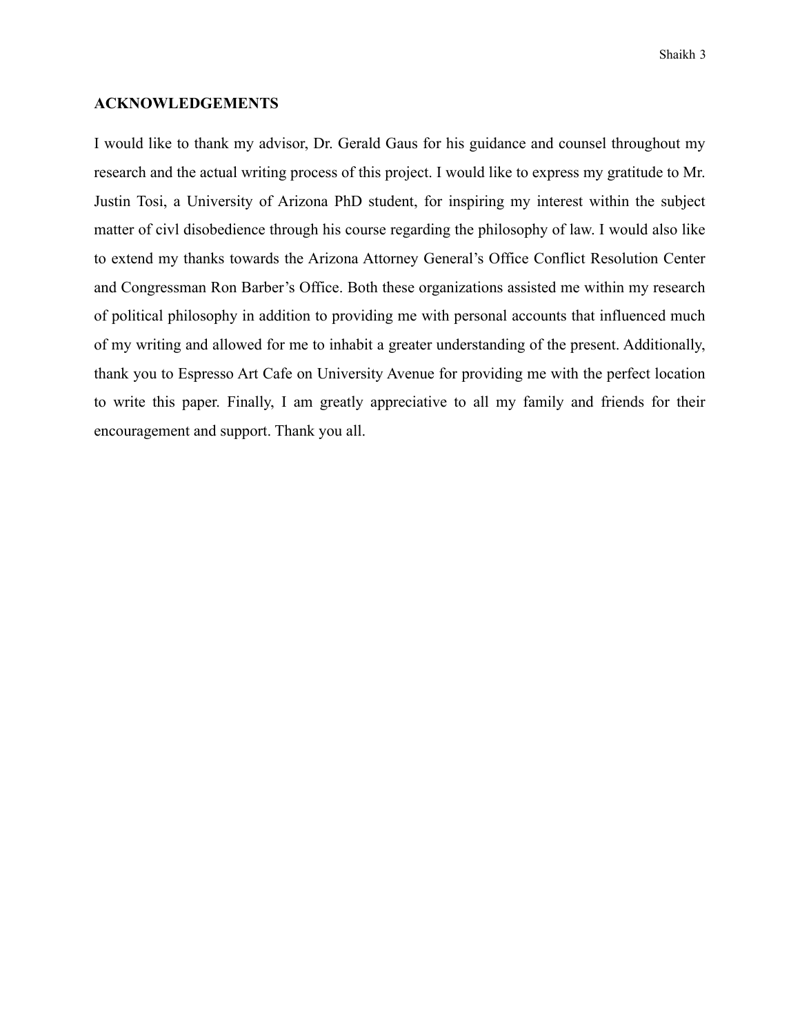## ACKNOWLEDGEMENTS

I would like to thank my advisor, Dr. Gerald Gaus for his guidance and counsel throughout my research and the actual writing process of this project. I would like to express my gratitude to Mr. Justin Tosi, a University of Arizona PhD student, for inspiring my interest within the subject matter of civl disobedience through his course regarding the philosophy of law. I would also like to extend my thanks towards the Arizona Attorney General's Office Conflict Resolution Center and Congressman Ron Barber's Office. Both these organizations assisted me within my research of political philosophy in addition to providing me with personal accounts that influenced much of my writing and allowed for me to inhabit a greater understanding of the present. Additionally, thank you to Espresso Art Cafe on University Avenue for providing me with the perfect location to write this paper. Finally, I am greatly appreciative to all my family and friends for their encouragement and support. Thank you all.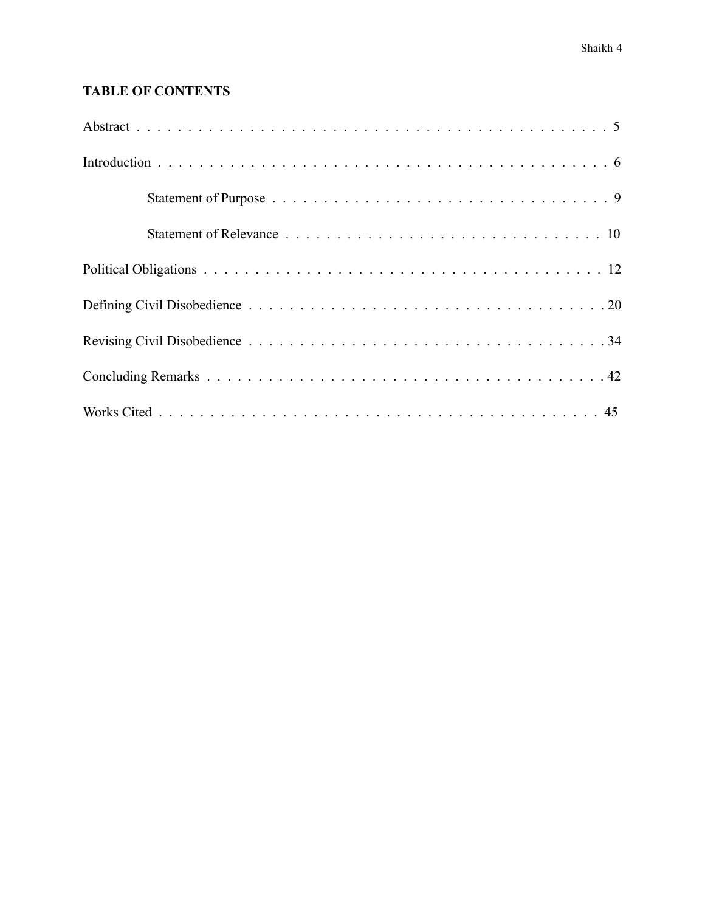## TABLE OF CONTENTS

Abstract . . . . . . . . . . . . . . . . . . . . . . . . . . . . . . . . . . . . . . . . . . . 5

Introduction . . . . . . . . . . . . . . . . . . . . . . . . . . . . . . . . . . . . . . . . . 6

Statement of Purpose . . . . . . . . . . . . . . . . . . . . . . . . . . . . . . . . . 9

Statement of Relevance . . . . . . . . . . . . . . . . . . . . . . . . . . . . . . . 10

Political Obligations . . . . . . . . . . . . . . . . . . . . . . . . . . . . . . . . . . . 12

Defining Civil Disobedience . . . . . . . . . . . . . . . . . . . . . . . . . . . . . . 20

Revising Civil Disobedience . . . . . . . . . . . . . . . . . . . . . . . . . . . . . . 34

Concluding Remarks . . . . . . . . . . . . . . . . . . . . . . . . . . . . . . . . . . . 42

Works Cited . . . . . . . . . . . . . . . . . . . . . . . . . . . . . . . . . . . . . . . . 45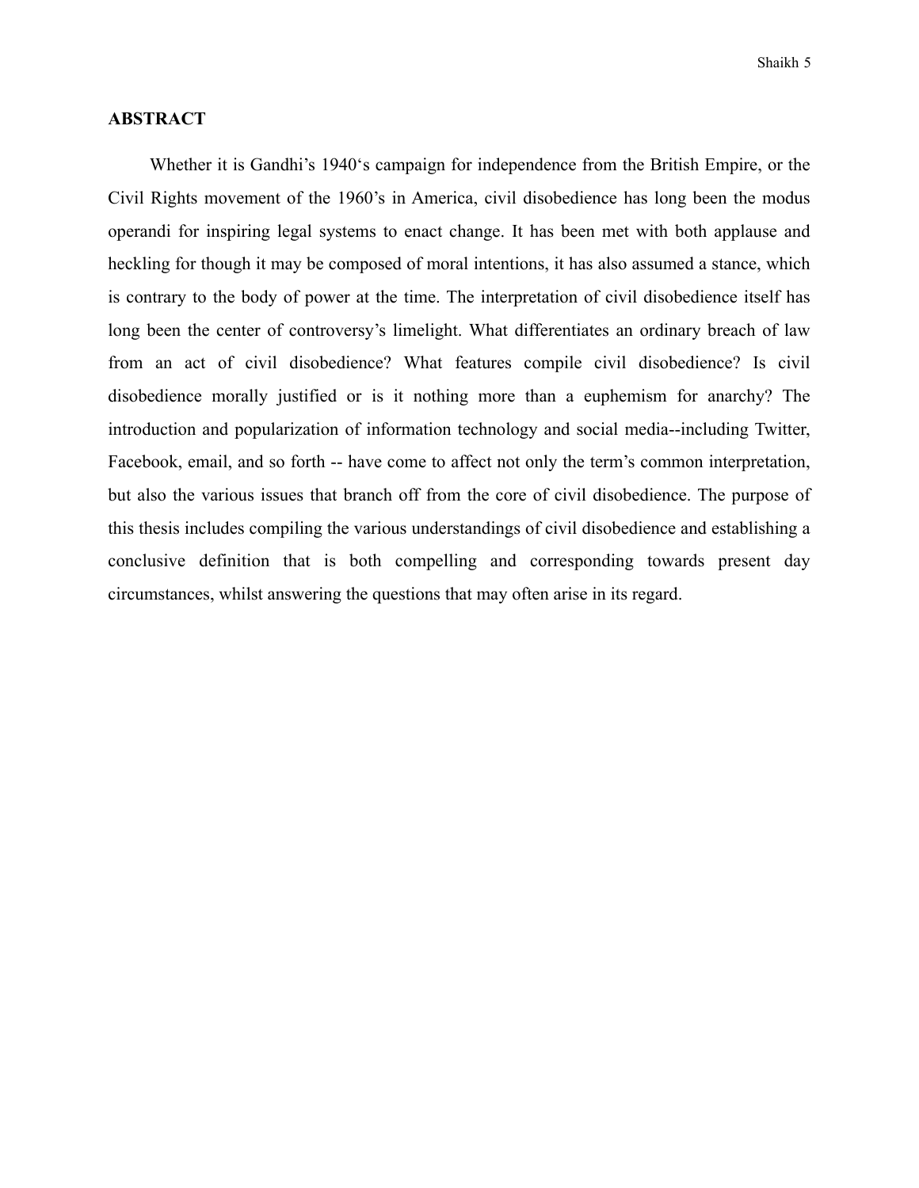## ABSTRACT

Whether it is Gandhi's 1940's campaign for independence from the British Empire, or the Civil Rights movement of the 1960's in America, civil disobedience has long been the modus operandi for inspiring legal systems to enact change. It has been met with both applause and heckling for though it may be composed of moral intentions, it has also assumed a stance, which is contrary to the body of power at the time. The interpretation of civil disobedience itself has long been the center of controversy's limelight. What differentiates an ordinary breach of law from an act of civil disobedience? What features compile civil disobedience? Is civil disobedience morally justified or is it nothing more than a euphemism for anarchy? The introduction and popularization of information technology and social media--including Twitter, Facebook, email, and so forth -- have come to affect not only the term's common interpretation, but also the various issues that branch off from the core of civil disobedience. The purpose of this thesis includes compiling the various understandings of civil disobedience and establishing a conclusive definition that is both compelling and corresponding towards present day circumstances, whilst answering the questions that may often arise in its regard.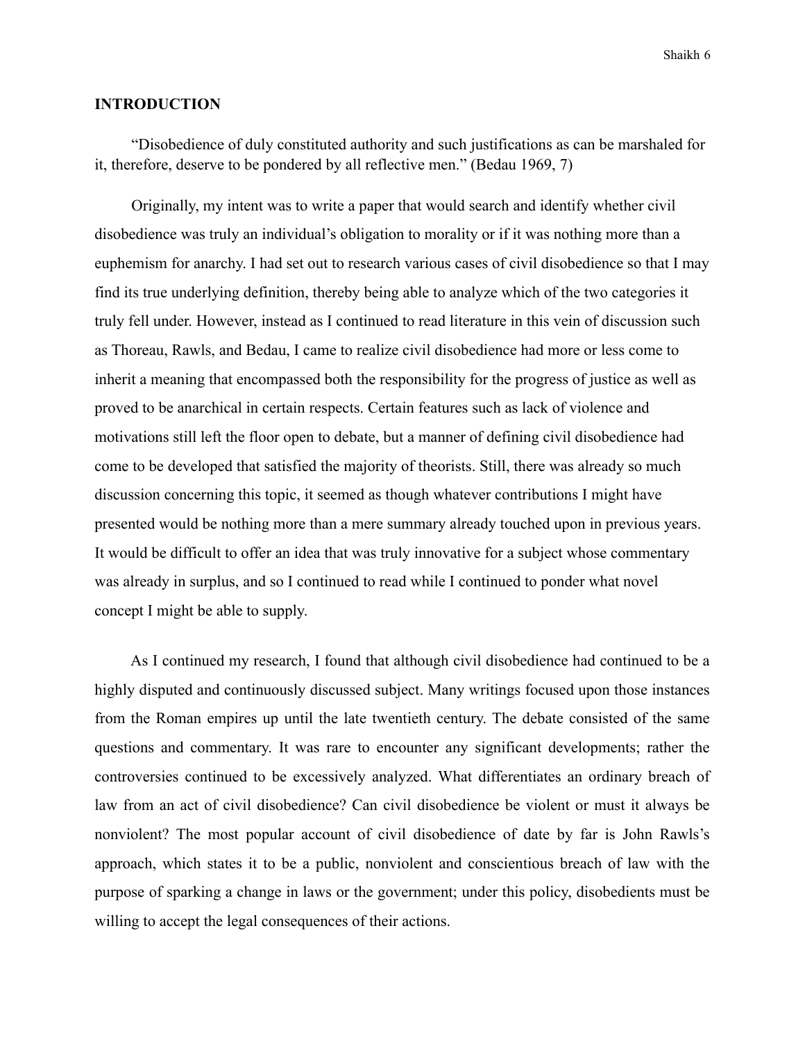## INTRODUCTION

"Disobedience of duly constituted authority and such justifications as can be marshaled for it, therefore, deserve to be pondered by all reflective men." (Bedau 1969, 7)

Originally, my intent was to write a paper that would search and identify whether civil disobedience was truly an individual's obligation to morality or if it was nothing more than a euphemism for anarchy. I had set out to research various cases of civil disobedience so that I may find its true underlying definition, thereby being able to analyze which of the two categories it truly fell under. However, instead as I continued to read literature in this vein of discussion such as Thoreau, Rawls, and Bedau, I came to realize civil disobedience had more or less come to inherit a meaning that encompassed both the responsibility for the progress of justice as well as proved to be anarchical in certain respects. Certain features such as lack of violence and motivations still left the floor open to debate, but a manner of defining civil disobedience had come to be developed that satisfied the majority of theorists. Still, there was already so much discussion concerning this topic, it seemed as though whatever contributions I might have presented would be nothing more than a mere summary already touched upon in previous years. It would be difficult to offer an idea that was truly innovative for a subject whose commentary was already in surplus, and so I continued to read while I continued to ponder what novel concept I might be able to supply.

As I continued my research, I found that although civil disobedience had continued to be a highly disputed and continuously discussed subject. Many writings focused upon those instances from the Roman empires up until the late twentieth century. The debate consisted of the same questions and commentary. It was rare to encounter any significant developments; rather the controversies continued to be excessively analyzed. What differentiates an ordinary breach of law from an act of civil disobedience? Can civil disobedience be violent or must it always be nonviolent? The most popular account of civil disobedience of date by far is John Rawls's approach, which states it to be a public, nonviolent and conscientious breach of law with the purpose of sparking a change in laws or the government; under this policy, disobedients must be willing to accept the legal consequences of their actions.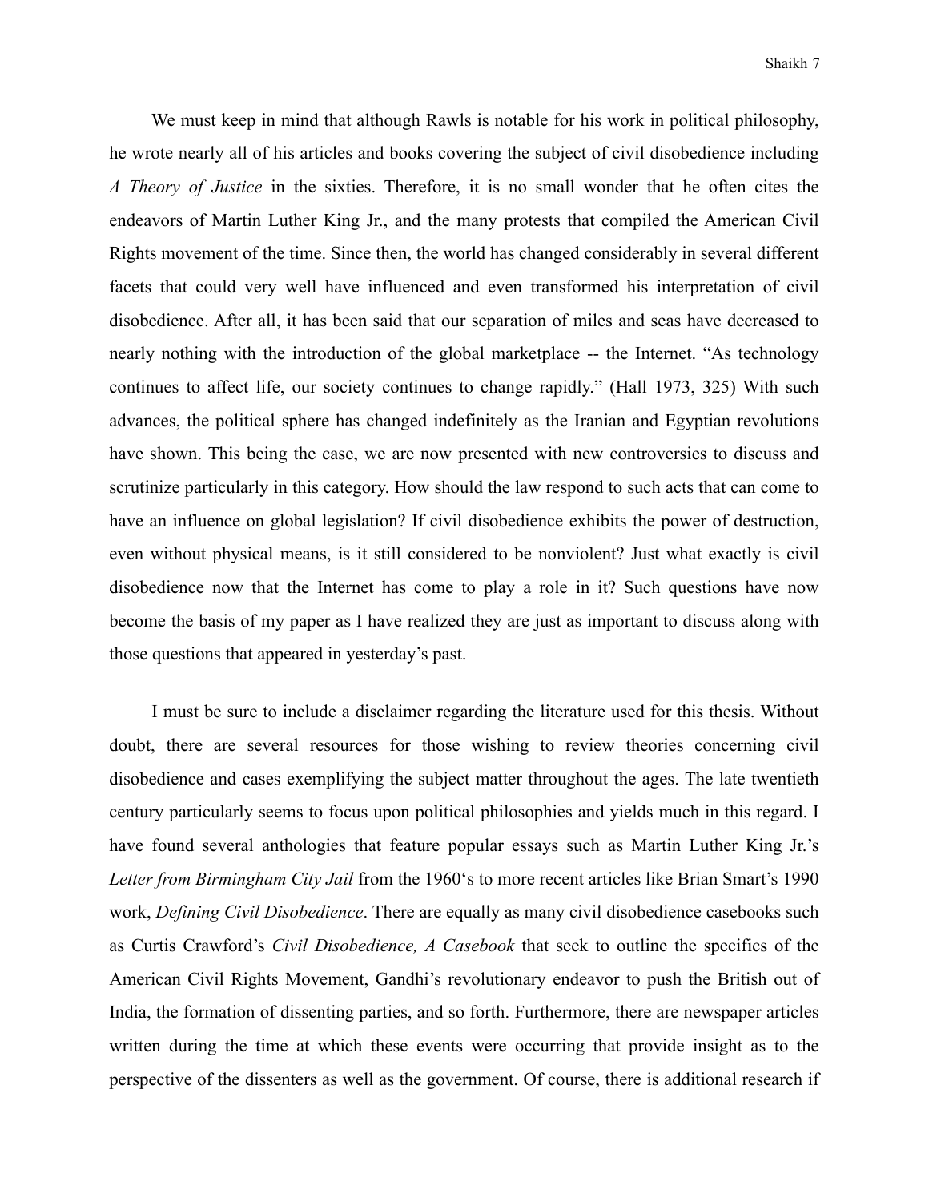We must keep in mind that although Rawls is notable for his work in political philosophy, he wrote nearly all of his articles and books covering the subject of civil disobedience including *A Theory of Justice* in the sixties. Therefore, it is no small wonder that he often cites the endeavors of Martin Luther King Jr., and the many protests that compiled the American Civil Rights movement of the time. Since then, the world has changed considerably in several different facets that could very well have influenced and even transformed his interpretation of civil disobedience. After all, it has been said that our separation of miles and seas have decreased to nearly nothing with the introduction of the global marketplace -- the Internet. "As technology continues to affect life, our society continues to change rapidly." (Hall 1973, 325) With such advances, the political sphere has changed indefinitely as the Iranian and Egyptian revolutions have shown. This being the case, we are now presented with new controversies to discuss and scrutinize particularly in this category. How should the law respond to such acts that can come to have an influence on global legislation? If civil disobedience exhibits the power of destruction, even without physical means, is it still considered to be nonviolent? Just what exactly is civil disobedience now that the Internet has come to play a role in it? Such questions have now become the basis of my paper as I have realized they are just as important to discuss along with those questions that appeared in yesterday's past.

I must be sure to include a disclaimer regarding the literature used for this thesis. Without doubt, there are several resources for those wishing to review theories concerning civil disobedience and cases exemplifying the subject matter throughout the ages. The late twentieth century particularly seems to focus upon political philosophies and yields much in this regard. I have found several anthologies that feature popular essays such as Martin Luther King Jr.'s *Letter from Birmingham City Jail* from the 1960's to more recent articles like Brian Smart's 1990 work, *Defining Civil Disobedience*. There are equally as many civil disobedience casebooks such as Curtis Crawford's *Civil Disobedience, A Casebook* that seek to outline the specifics of the American Civil Rights Movement, Gandhi's revolutionary endeavor to push the British out of India, the formation of dissenting parties, and so forth. Furthermore, there are newspaper articles written during the time at which these events were occurring that provide insight as to the perspective of the dissenters as well as the government. Of course, there is additional research if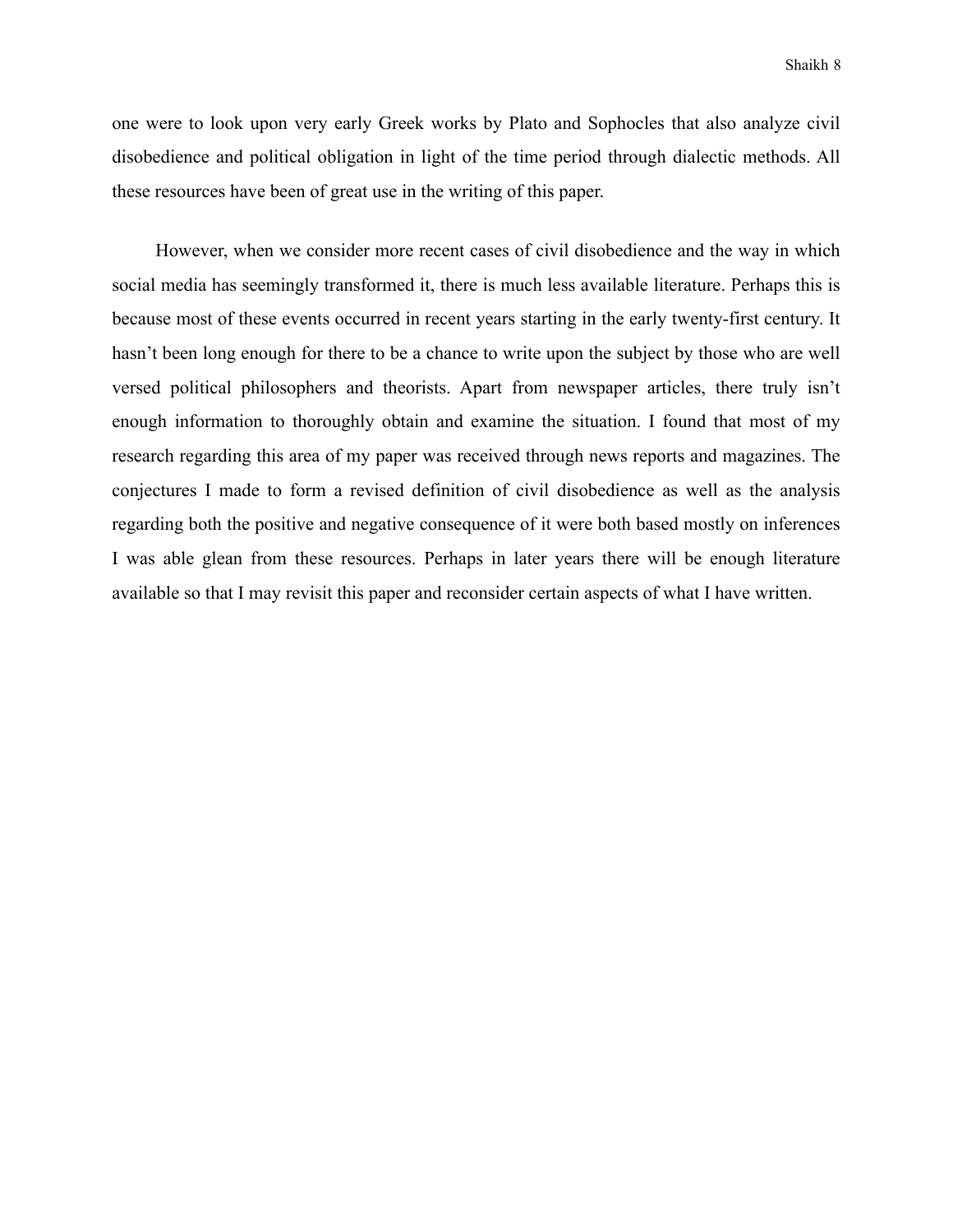one were to look upon very early Greek works by Plato and Sophocles that also analyze civil disobedience and political obligation in light of the time period through dialectic methods. All these resources have been of great use in the writing of this paper.

However, when we consider more recent cases of civil disobedience and the way in which social media has seemingly transformed it, there is much less available literature. Perhaps this is because most of these events occurred in recent years starting in the early twenty-first century. It hasn't been long enough for there to be a chance to write upon the subject by those who are well versed political philosophers and theorists. Apart from newspaper articles, there truly isn't enough information to thoroughly obtain and examine the situation. I found that most of my research regarding this area of my paper was received through news reports and magazines. The conjectures I made to form a revised definition of civil disobedience as well as the analysis regarding both the positive and negative consequence of it were both based mostly on inferences I was able glean from these resources. Perhaps in later years there will be enough literature available so that I may revisit this paper and reconsider certain aspects of what I have written.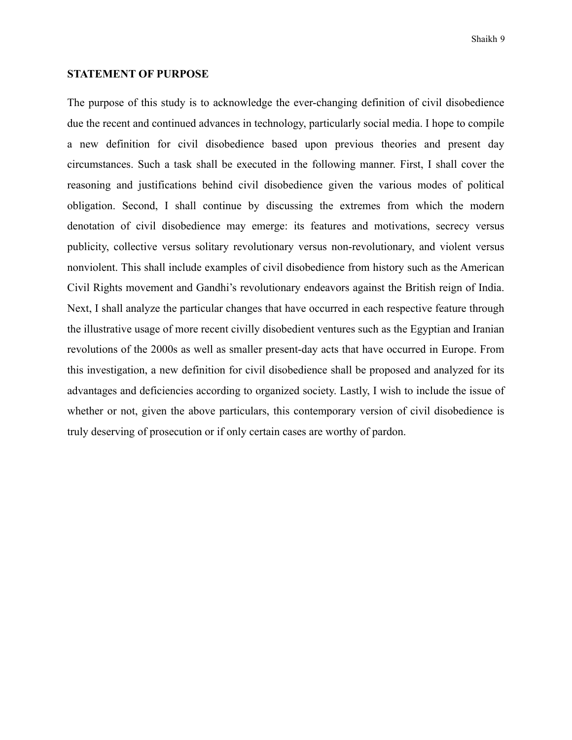## STATEMENT OF PURPOSE

The purpose of this study is to acknowledge the ever-changing definition of civil disobedience due the recent and continued advances in technology, particularly social media. I hope to compile a new definition for civil disobedience based upon previous theories and present day circumstances. Such a task shall be executed in the following manner. First, I shall cover the reasoning and justifications behind civil disobedience given the various modes of political obligation. Second, I shall continue by discussing the extremes from which the modern denotation of civil disobedience may emerge: its features and motivations, secrecy versus publicity, collective versus solitary revolutionary versus non-revolutionary, and violent versus nonviolent. This shall include examples of civil disobedience from history such as the American Civil Rights movement and Gandhi's revolutionary endeavors against the British reign of India. Next, I shall analyze the particular changes that have occurred in each respective feature through the illustrative usage of more recent civilly disobedient ventures such as the Egyptian and Iranian revolutions of the 2000s as well as smaller present-day acts that have occurred in Europe. From this investigation, a new definition for civil disobedience shall be proposed and analyzed for its advantages and deficiencies according to organized society. Lastly, I wish to include the issue of whether or not, given the above particulars, this contemporary version of civil disobedience is truly deserving of prosecution or if only certain cases are worthy of pardon.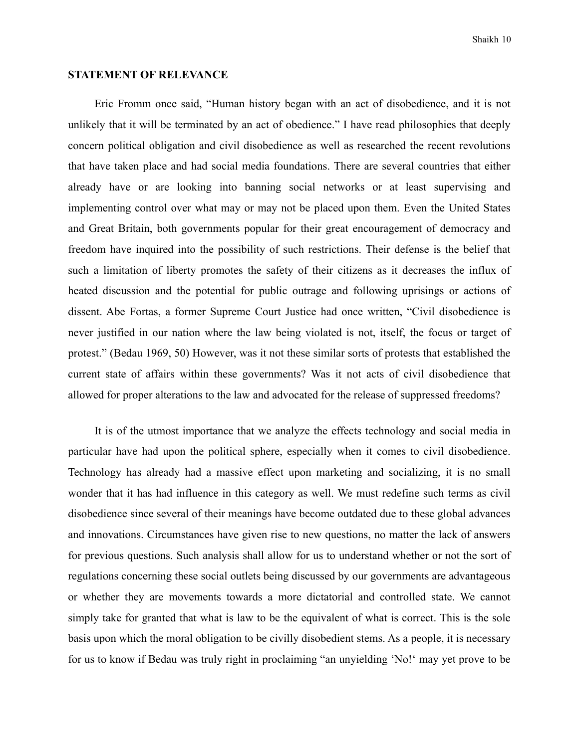**STATEMENT OF RELEVANCE**

Eric Fromm once said, "Human history began with an act of disobedience, and it is not unlikely that it will be terminated by an act of obedience." I have read philosophies that deeply concern political obligation and civil disobedience as well as researched the recent revolutions that have taken place and had social media foundations. There are several countries that either already have or are looking into banning social networks or at least supervising and implementing control over what may or may not be placed upon them. Even the United States and Great Britain, both governments popular for their great encouragement of democracy and freedom have inquired into the possibility of such restrictions. Their defense is the belief that such a limitation of liberty promotes the safety of their citizens as it decreases the influx of heated discussion and the potential for public outrage and following uprisings or actions of dissent. Abe Fortas, a former Supreme Court Justice had once written, "Civil disobedience is never justified in our nation where the law being violated is not, itself, the focus or target of protest." (Bedau 1969, 50) However, was it not these similar sorts of protests that established the current state of affairs within these governments? Was it not acts of civil disobedience that allowed for proper alterations to the law and advocated for the release of suppressed freedoms?

It is of the utmost importance that we analyze the effects technology and social media in particular have had upon the political sphere, especially when it comes to civil disobedience. Technology has already had a massive effect upon marketing and socializing, it is no small wonder that it has had influence in this category as well. We must redefine such terms as civil disobedience since several of their meanings have become outdated due to these global advances and innovations. Circumstances have given rise to new questions, no matter the lack of answers for previous questions. Such analysis shall allow for us to understand whether or not the sort of regulations concerning these social outlets being discussed by our governments are advantageous or whether they are movements towards a more dictatorial and controlled state. We cannot simply take for granted that what is law to be the equivalent of what is correct. This is the sole basis upon which the moral obligation to be civilly disobedient stems. As a people, it is necessary for us to know if Bedau was truly right in proclaiming "an unyielding 'No!' may yet prove to be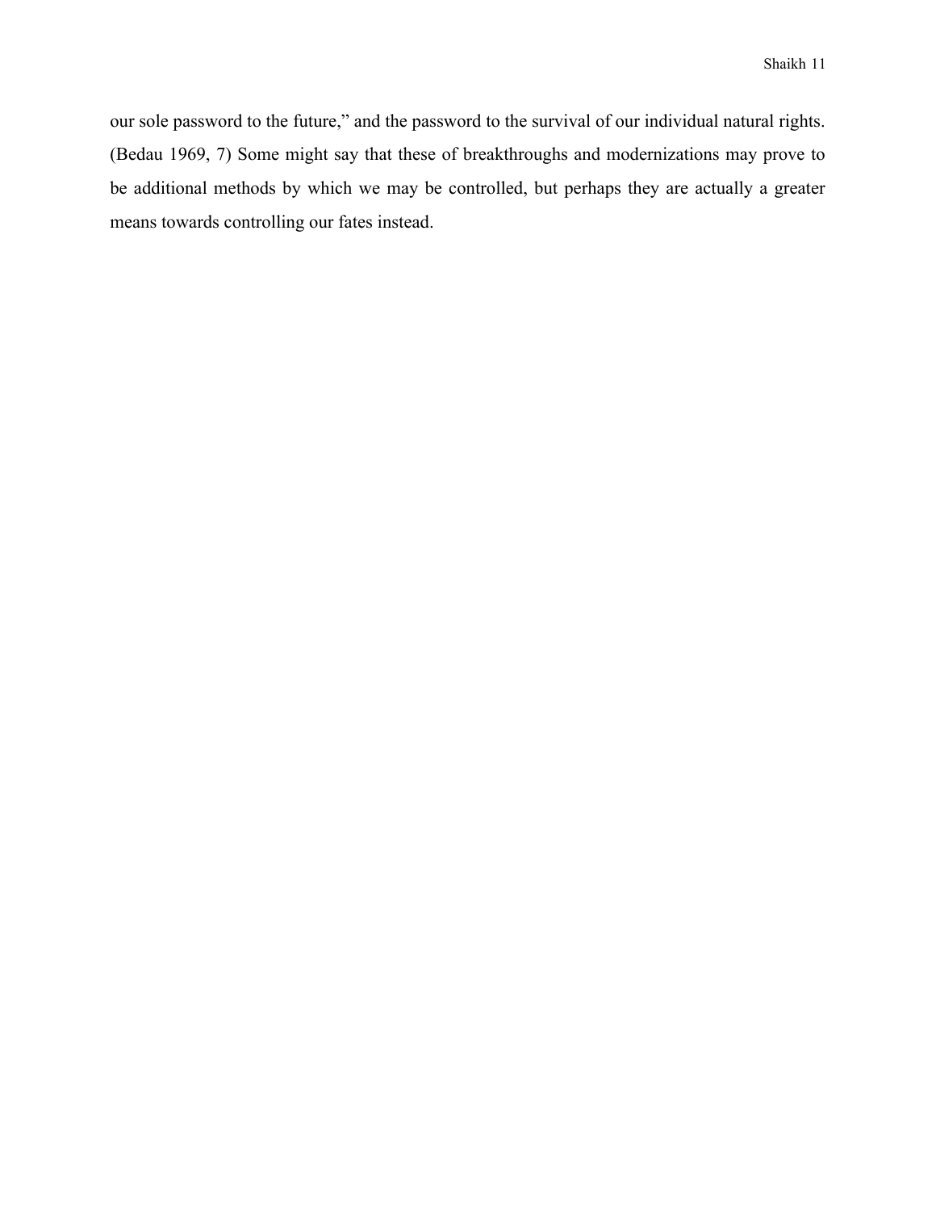our sole password to the future," and the password to the survival of our individual natural rights. (Bedau 1969, 7) Some might say that these of breakthroughs and modernizations may prove to be additional methods by which we may be controlled, but perhaps they are actually a greater means towards controlling our fates instead.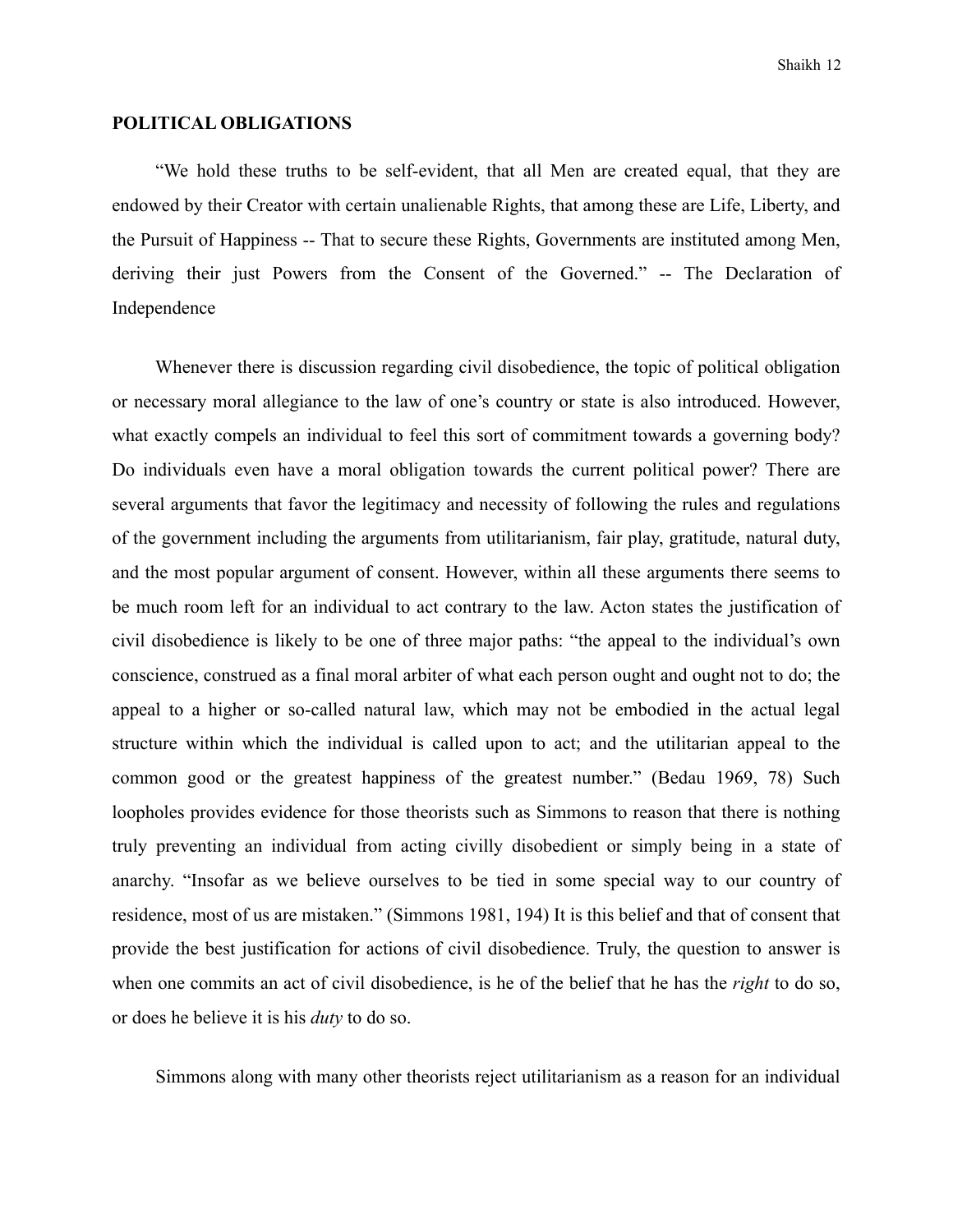## POLITICAL OBLIGATIONS

"We hold these truths to be self-evident, that all Men are created equal, that they are endowed by their Creator with certain unalienable Rights, that among these are Life, Liberty, and the Pursuit of Happiness -- That to secure these Rights, Governments are instituted among Men, deriving their just Powers from the Consent of the Governed." -- The Declaration of Independence

Whenever there is discussion regarding civil disobedience, the topic of political obligation or necessary moral allegiance to the law of one's country or state is also introduced. However, what exactly compels an individual to feel this sort of commitment towards a governing body? Do individuals even have a moral obligation towards the current political power? There are several arguments that favor the legitimacy and necessity of following the rules and regulations of the government including the arguments from utilitarianism, fair play, gratitude, natural duty, and the most popular argument of consent. However, within all these arguments there seems to be much room left for an individual to act contrary to the law. Acton states the justification of civil disobedience is likely to be one of three major paths: "the appeal to the individual's own conscience, construed as a final moral arbiter of what each person ought and ought not to do; the appeal to a higher or so-called natural law, which may not be embodied in the actual legal structure within which the individual is called upon to act; and the utilitarian appeal to the common good or the greatest happiness of the greatest number." (Bedau 1969, 78) Such loopholes provides evidence for those theorists such as Simmons to reason that there is nothing truly preventing an individual from acting civilly disobedient or simply being in a state of anarchy. "Insofar as we believe ourselves to be tied in some special way to our country of residence, most of us are mistaken." (Simmons 1981, 194) It is this belief and that of consent that provide the best justification for actions of civil disobedience. Truly, the question to answer is when one commits an act of civil disobedience, is he of the belief that he has the *right* to do so, or does he believe it is his *duty* to do so.

Simmons along with many other theorists reject utilitarianism as a reason for an individual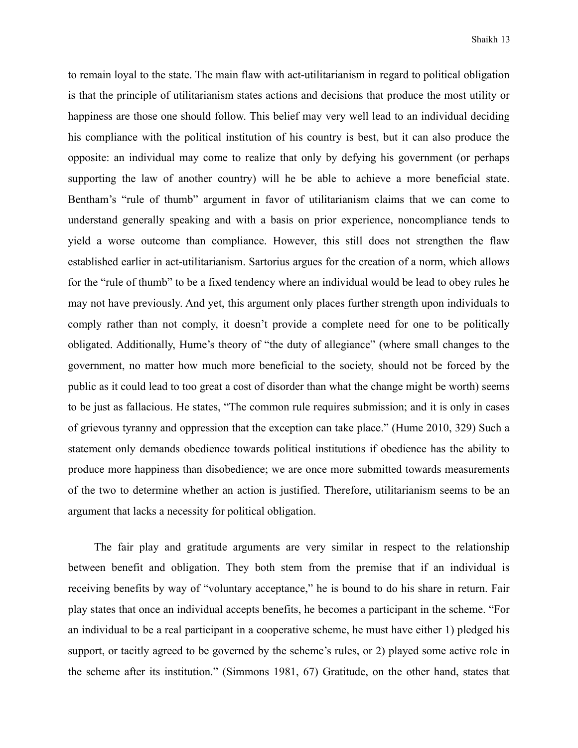to remain loyal to the state. The main flaw with act-utilitarianism in regard to political obligation is that the principle of utilitarianism states actions and decisions that produce the most utility or happiness are those one should follow. This belief may very well lead to an individual deciding his compliance with the political institution of his country is best, but it can also produce the opposite: an individual may come to realize that only by defying his government (or perhaps supporting the law of another country) will he be able to achieve a more beneficial state. Bentham's "rule of thumb" argument in favor of utilitarianism claims that we can come to understand generally speaking and with a basis on prior experience, noncompliance tends to yield a worse outcome than compliance. However, this still does not strengthen the flaw established earlier in act-utilitarianism. Sartorius argues for the creation of a norm, which allows for the "rule of thumb" to be a fixed tendency where an individual would be lead to obey rules he may not have previously. And yet, this argument only places further strength upon individuals to comply rather than not comply, it doesn't provide a complete need for one to be politically obligated. Additionally, Hume's theory of "the duty of allegiance" (where small changes to the government, no matter how much more beneficial to the society, should not be forced by the public as it could lead to too great a cost of disorder than what the change might be worth) seems to be just as fallacious. He states, "The common rule requires submission; and it is only in cases of grievous tyranny and oppression that the exception can take place." (Hume 2010, 329) Such a statement only demands obedience towards political institutions if obedience has the ability to produce more happiness than disobedience; we are once more submitted towards measurements of the two to determine whether an action is justified. Therefore, utilitarianism seems to be an argument that lacks a necessity for political obligation.

The fair play and gratitude arguments are very similar in respect to the relationship between benefit and obligation. They both stem from the premise that if an individual is receiving benefits by way of "voluntary acceptance," he is bound to do his share in return. Fair play states that once an individual accepts benefits, he becomes a participant in the scheme. "For an individual to be a real participant in a cooperative scheme, he must have either 1) pledged his support, or tacitly agreed to be governed by the scheme's rules, or 2) played some active role in the scheme after its institution." (Simmons 1981, 67) Gratitude, on the other hand, states that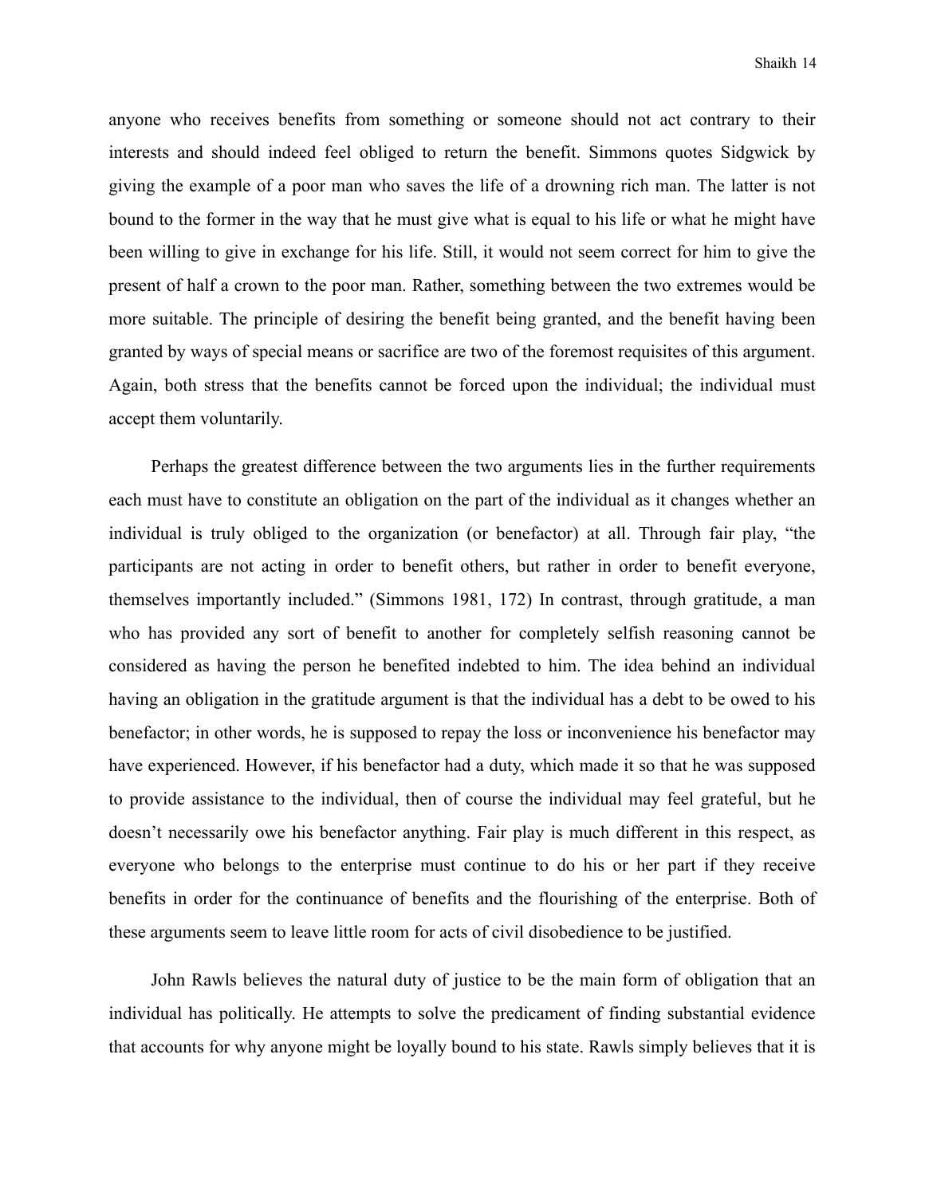anyone who receives benefits from something or someone should not act contrary to their interests and should indeed feel obliged to return the benefit. Simmons quotes Sidgwick by giving the example of a poor man who saves the life of a drowning rich man. The latter is not bound to the former in the way that he must give what is equal to his life or what he might have been willing to give in exchange for his life. Still, it would not seem correct for him to give the present of half a crown to the poor man. Rather, something between the two extremes would be more suitable. The principle of desiring the benefit being granted, and the benefit having been granted by ways of special means or sacrifice are two of the foremost requisites of this argument. Again, both stress that the benefits cannot be forced upon the individual; the individual must accept them voluntarily.

Perhaps the greatest difference between the two arguments lies in the further requirements each must have to constitute an obligation on the part of the individual as it changes whether an individual is truly obliged to the organization (or benefactor) at all. Through fair play, "the participants are not acting in order to benefit others, but rather in order to benefit everyone, themselves importantly included." (Simmons 1981, 172) In contrast, through gratitude, a man who has provided any sort of benefit to another for completely selfish reasoning cannot be considered as having the person he benefited indebted to him. The idea behind an individual having an obligation in the gratitude argument is that the individual has a debt to be owed to his benefactor; in other words, he is supposed to repay the loss or inconvenience his benefactor may have experienced. However, if his benefactor had a duty, which made it so that he was supposed to provide assistance to the individual, then of course the individual may feel grateful, but he doesn't necessarily owe his benefactor anything. Fair play is much different in this respect, as everyone who belongs to the enterprise must continue to do his or her part if they receive benefits in order for the continuance of benefits and the flourishing of the enterprise. Both of these arguments seem to leave little room for acts of civil disobedience to be justified.

John Rawls believes the natural duty of justice to be the main form of obligation that an individual has politically. He attempts to solve the predicament of finding substantial evidence that accounts for why anyone might be loyally bound to his state. Rawls simply believes that it is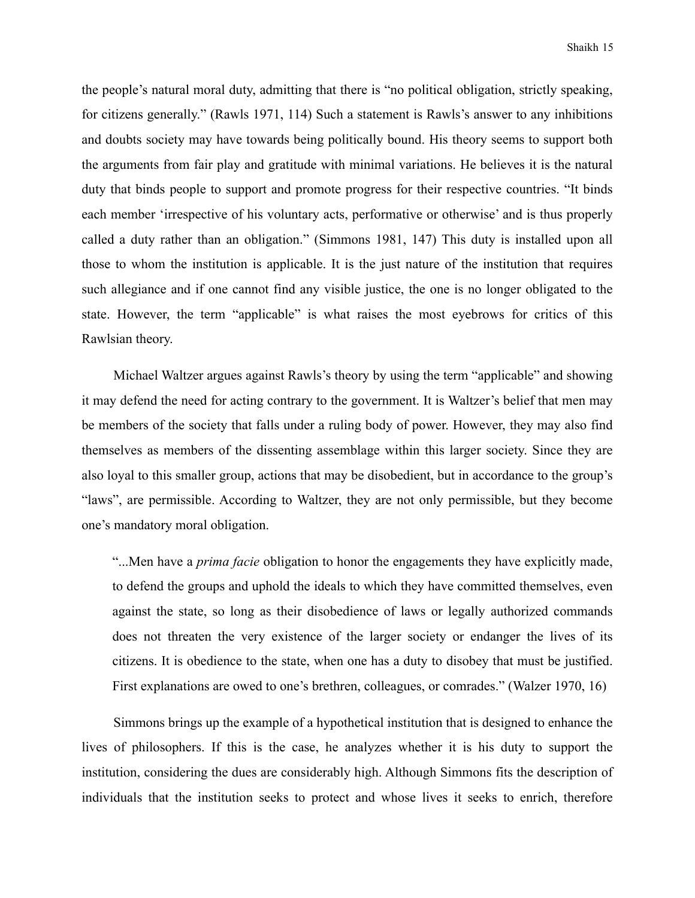the people's natural moral duty, admitting that there is "no political obligation, strictly speaking, for citizens generally." (Rawls 1971, 114) Such a statement is Rawls's answer to any inhibitions and doubts society may have towards being politically bound. His theory seems to support both the arguments from fair play and gratitude with minimal variations. He believes it is the natural duty that binds people to support and promote progress for their respective countries. "It binds each member 'irrespective of his voluntary acts, performative or otherwise' and is thus properly called a duty rather than an obligation." (Simmons 1981, 147) This duty is installed upon all those to whom the institution is applicable. It is the just nature of the institution that requires such allegiance and if one cannot find any visible justice, the one is no longer obligated to the state. However, the term "applicable" is what raises the most eyebrows for critics of this Rawlsian theory.

Michael Waltzer argues against Rawls's theory by using the term "applicable" and showing it may defend the need for acting contrary to the government. It is Waltzer's belief that men may be members of the society that falls under a ruling body of power. However, they may also find themselves as members of the dissenting assemblage within this larger society. Since they are also loyal to this smaller group, actions that may be disobedient, but in accordance to the group's "laws", are permissible. According to Waltzer, they are not only permissible, but they become one's mandatory moral obligation.

> "...Men have a *prima facie* obligation to honor the engagements they have explicitly made, to defend the groups and uphold the ideals to which they have committed themselves, even against the state, so long as their disobedience of laws or legally authorized commands does not threaten the very existence of the larger society or endanger the lives of its citizens. It is obedience to the state, when one has a duty to disobey that must be justified. First explanations are owed to one's brethren, colleagues, or comrades." (Walzer 1970, 16)

Simmons brings up the example of a hypothetical institution that is designed to enhance the lives of philosophers. If this is the case, he analyzes whether it is his duty to support the institution, considering the dues are considerably high. Although Simmons fits the description of individuals that the institution seeks to protect and whose lives it seeks to enrich, therefore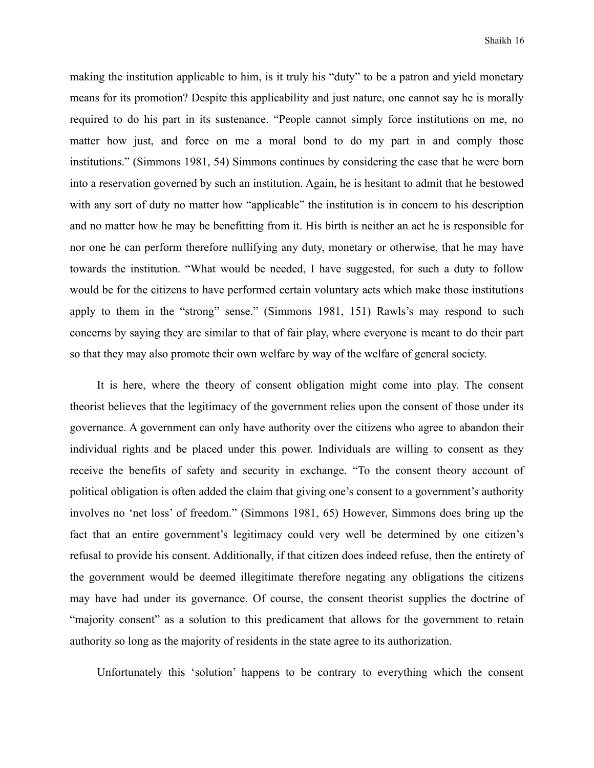making the institution applicable to him, is it truly his "duty" to be a patron and yield monetary means for its promotion? Despite this applicability and just nature, one cannot say he is morally required to do his part in its sustenance. "People cannot simply force institutions on me, no matter how just, and force on me a moral bond to do my part in and comply those institutions." (Simmons 1981, 54) Simmons continues by considering the case that he were born into a reservation governed by such an institution. Again, he is hesitant to admit that he bestowed with any sort of duty no matter how "applicable" the institution is in concern to his description and no matter how he may be benefitting from it. His birth is neither an act he is responsible for nor one he can perform therefore nullifying any duty, monetary or otherwise, that he may have towards the institution. "What would be needed, I have suggested, for such a duty to follow would be for the citizens to have performed certain voluntary acts which make those institutions apply to them in the "strong" sense." (Simmons 1981, 151) Rawls's may respond to such concerns by saying they are similar to that of fair play, where everyone is meant to do their part so that they may also promote their own welfare by way of the welfare of general society.

It is here, where the theory of consent obligation might come into play. The consent theorist believes that the legitimacy of the government relies upon the consent of those under its governance. A government can only have authority over the citizens who agree to abandon their individual rights and be placed under this power. Individuals are willing to consent as they receive the benefits of safety and security in exchange. "To the consent theory account of political obligation is often added the claim that giving one's consent to a government's authority involves no 'net loss' of freedom." (Simmons 1981, 65) However, Simmons does bring up the fact that an entire government's legitimacy could very well be determined by one citizen's refusal to provide his consent. Additionally, if that citizen does indeed refuse, then the entirety of the government would be deemed illegitimate therefore negating any obligations the citizens may have had under its governance. Of course, the consent theorist supplies the doctrine of "majority consent" as a solution to this predicament that allows for the government to retain authority so long as the majority of residents in the state agree to its authorization.

Unfortunately this 'solution' happens to be contrary to everything which the consent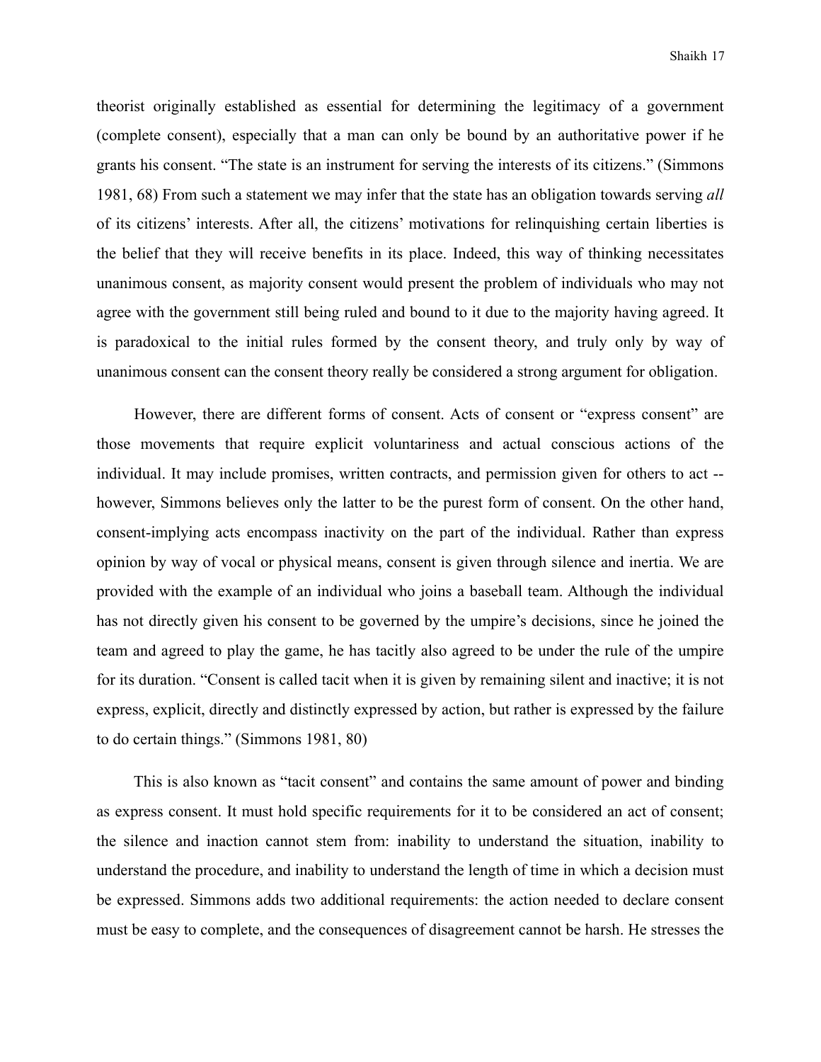theorist originally established as essential for determining the legitimacy of a government (complete consent), especially that a man can only be bound by an authoritative power if he grants his consent. "The state is an instrument for serving the interests of its citizens." (Simmons 1981, 68) From such a statement we may infer that the state has an obligation towards serving *all* of its citizens' interests. After all, the citizens' motivations for relinquishing certain liberties is the belief that they will receive benefits in its place. Indeed, this way of thinking necessitates unanimous consent, as majority consent would present the problem of individuals who may not agree with the government still being ruled and bound to it due to the majority having agreed. It is paradoxical to the initial rules formed by the consent theory, and truly only by way of unanimous consent can the consent theory really be considered a strong argument for obligation.

However, there are different forms of consent. Acts of consent or "express consent" are those movements that require explicit voluntariness and actual conscious actions of the individual. It may include promises, written contracts, and permission given for others to act -- however, Simmons believes only the latter to be the purest form of consent. On the other hand, consent-implying acts encompass inactivity on the part of the individual. Rather than express opinion by way of vocal or physical means, consent is given through silence and inertia. We are provided with the example of an individual who joins a baseball team. Although the individual has not directly given his consent to be governed by the umpire's decisions, since he joined the team and agreed to play the game, he has tacitly also agreed to be under the rule of the umpire for its duration. "Consent is called tacit when it is given by remaining silent and inactive; it is not express, explicit, directly and distinctly expressed by action, but rather is expressed by the failure to do certain things." (Simmons 1981, 80)

This is also known as "tacit consent" and contains the same amount of power and binding as express consent. It must hold specific requirements for it to be considered an act of consent; the silence and inaction cannot stem from: inability to understand the situation, inability to understand the procedure, and inability to understand the length of time in which a decision must be expressed. Simmons adds two additional requirements: the action needed to declare consent must be easy to complete, and the consequences of disagreement cannot be harsh. He stresses the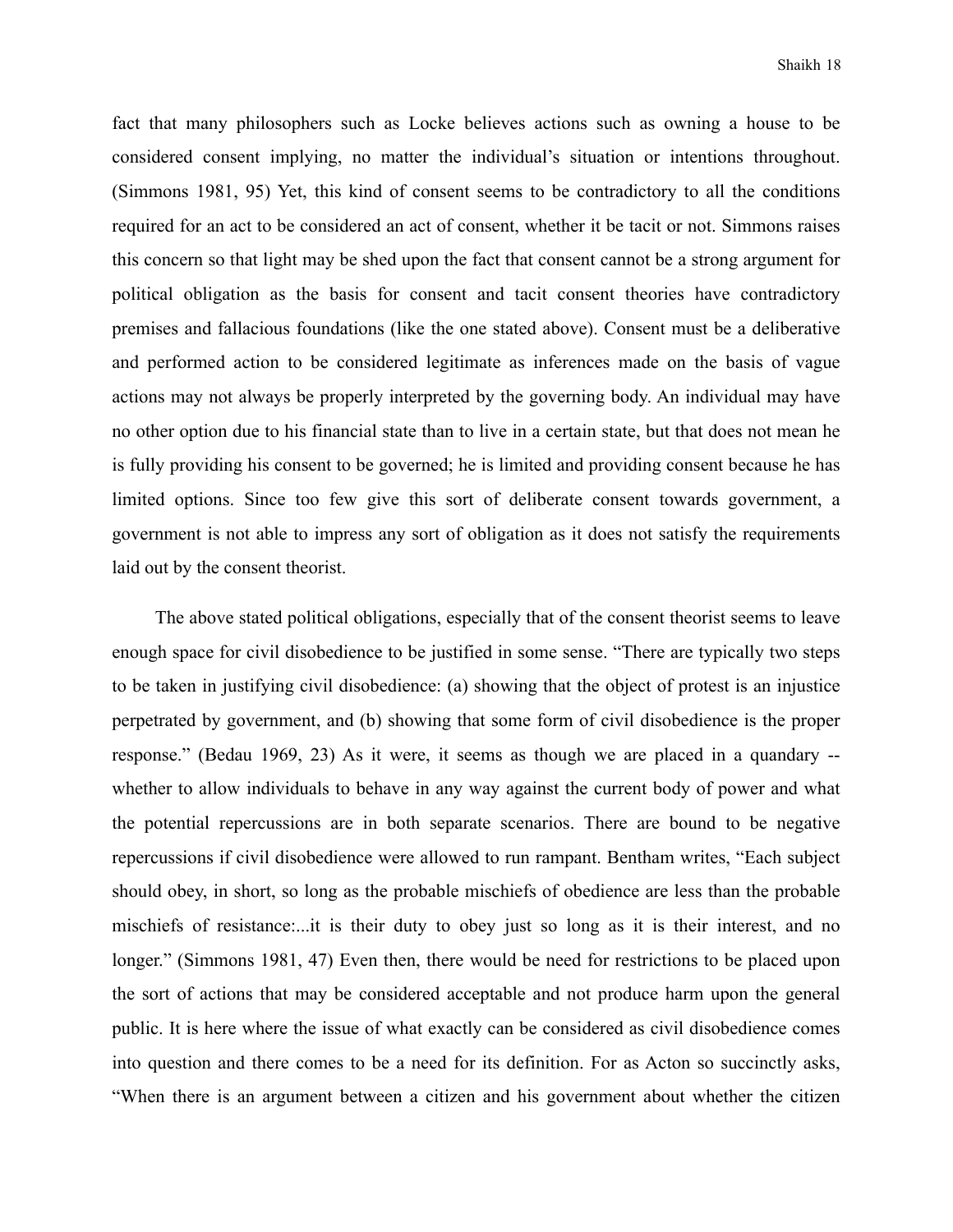fact that many philosophers such as Locke believes actions such as owning a house to be considered consent implying, no matter the individual's situation or intentions throughout. (Simmons 1981, 95) Yet, this kind of consent seems to be contradictory to all the conditions required for an act to be considered an act of consent, whether it be tacit or not. Simmons raises this concern so that light may be shed upon the fact that consent cannot be a strong argument for political obligation as the basis for consent and tacit consent theories have contradictory premises and fallacious foundations (like the one stated above). Consent must be a deliberative and performed action to be considered legitimate as inferences made on the basis of vague actions may not always be properly interpreted by the governing body. An individual may have no other option due to his financial state than to live in a certain state, but that does not mean he is fully providing his consent to be governed; he is limited and providing consent because he has limited options. Since too few give this sort of deliberate consent towards government, a government is not able to impress any sort of obligation as it does not satisfy the requirements laid out by the consent theorist.

The above stated political obligations, especially that of the consent theorist seems to leave enough space for civil disobedience to be justified in some sense. "There are typically two steps to be taken in justifying civil disobedience: (a) showing that the object of protest is an injustice perpetrated by government, and (b) showing that some form of civil disobedience is the proper response." (Bedau 1969, 23) As it were, it seems as though we are placed in a quandary -- whether to allow individuals to behave in any way against the current body of power and what the potential repercussions are in both separate scenarios. There are bound to be negative repercussions if civil disobedience were allowed to run rampant. Bentham writes, "Each subject should obey, in short, so long as the probable mischiefs of obedience are less than the probable mischiefs of resistance:...it is their duty to obey just so long as it is their interest, and no longer." (Simmons 1981, 47) Even then, there would be need for restrictions to be placed upon the sort of actions that may be considered acceptable and not produce harm upon the general public. It is here where the issue of what exactly can be considered as civil disobedience comes into question and there comes to be a need for its definition. For as Acton so succinctly asks, "When there is an argument between a citizen and his government about whether the citizen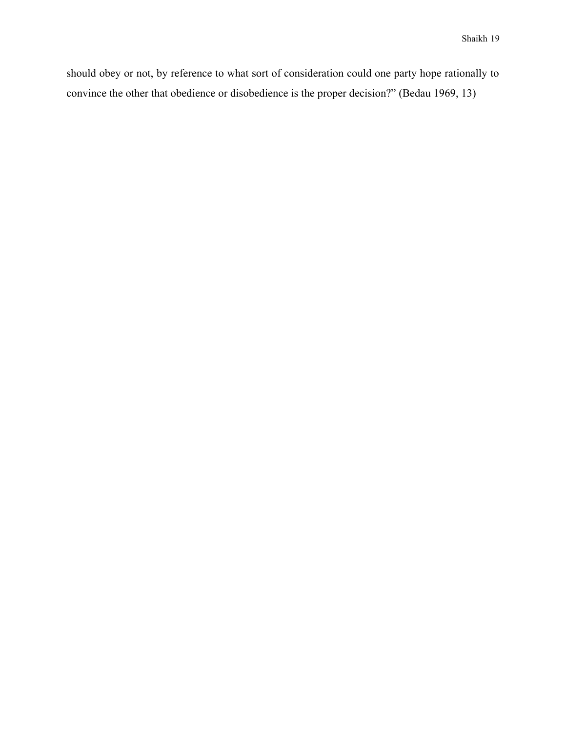should obey or not, by reference to what sort of consideration could one party hope rationally to convince the other that obedience or disobedience is the proper decision?" (Bedau 1969, 13)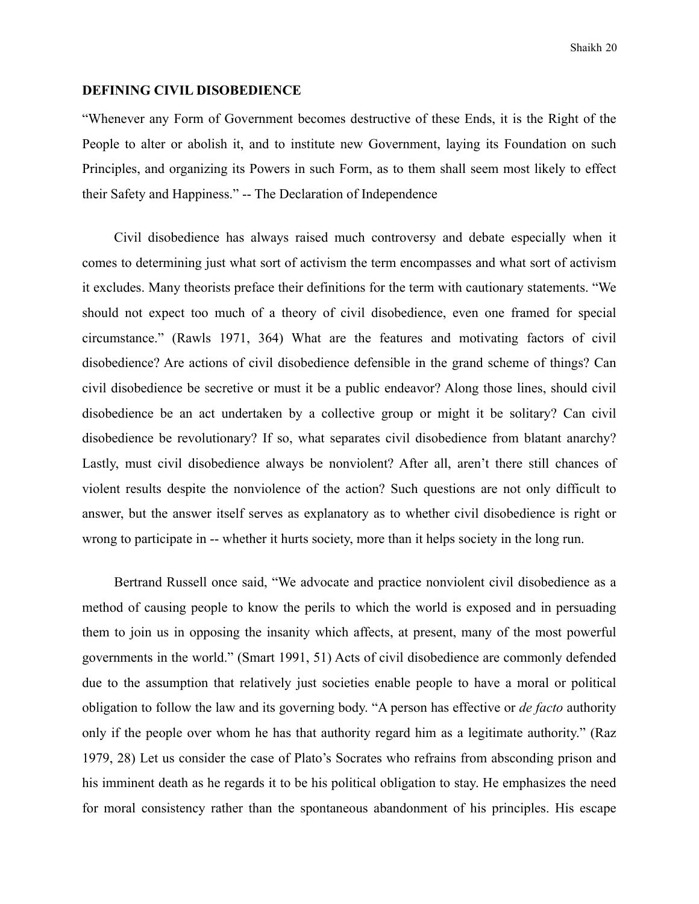**DEFINING CIVIL DISOBEDIENCE**

"Whenever any Form of Government becomes destructive of these Ends, it is the Right of the People to alter or abolish it, and to institute new Government, laying its Foundation on such Principles, and organizing its Powers in such Form, as to them shall seem most likely to effect their Safety and Happiness." -- The Declaration of Independence

Civil disobedience has always raised much controversy and debate especially when it comes to determining just what sort of activism the term encompasses and what sort of activism it excludes. Many theorists preface their definitions for the term with cautionary statements. "We should not expect too much of a theory of civil disobedience, even one framed for special circumstance." (Rawls 1971, 364) What are the features and motivating factors of civil disobedience? Are actions of civil disobedience defensible in the grand scheme of things? Can civil disobedience be secretive or must it be a public endeavor? Along those lines, should civil disobedience be an act undertaken by a collective group or might it be solitary? Can civil disobedience be revolutionary? If so, what separates civil disobedience from blatant anarchy? Lastly, must civil disobedience always be nonviolent? After all, aren't there still chances of violent results despite the nonviolence of the action? Such questions are not only difficult to answer, but the answer itself serves as explanatory as to whether civil disobedience is right or wrong to participate in -- whether it hurts society, more than it helps society in the long run.

Bertrand Russell once said, "We advocate and practice nonviolent civil disobedience as a method of causing people to know the perils to which the world is exposed and in persuading them to join us in opposing the insanity which affects, at present, many of the most powerful governments in the world." (Smart 1991, 51) Acts of civil disobedience are commonly defended due to the assumption that relatively just societies enable people to have a moral or political obligation to follow the law and its governing body. "A person has effective or *de facto* authority only if the people over whom he has that authority regard him as a legitimate authority." (Raz 1979, 28) Let us consider the case of Plato's Socrates who refrains from absconding prison and his imminent death as he regards it to be his political obligation to stay. He emphasizes the need for moral consistency rather than the spontaneous abandonment of his principles. His escape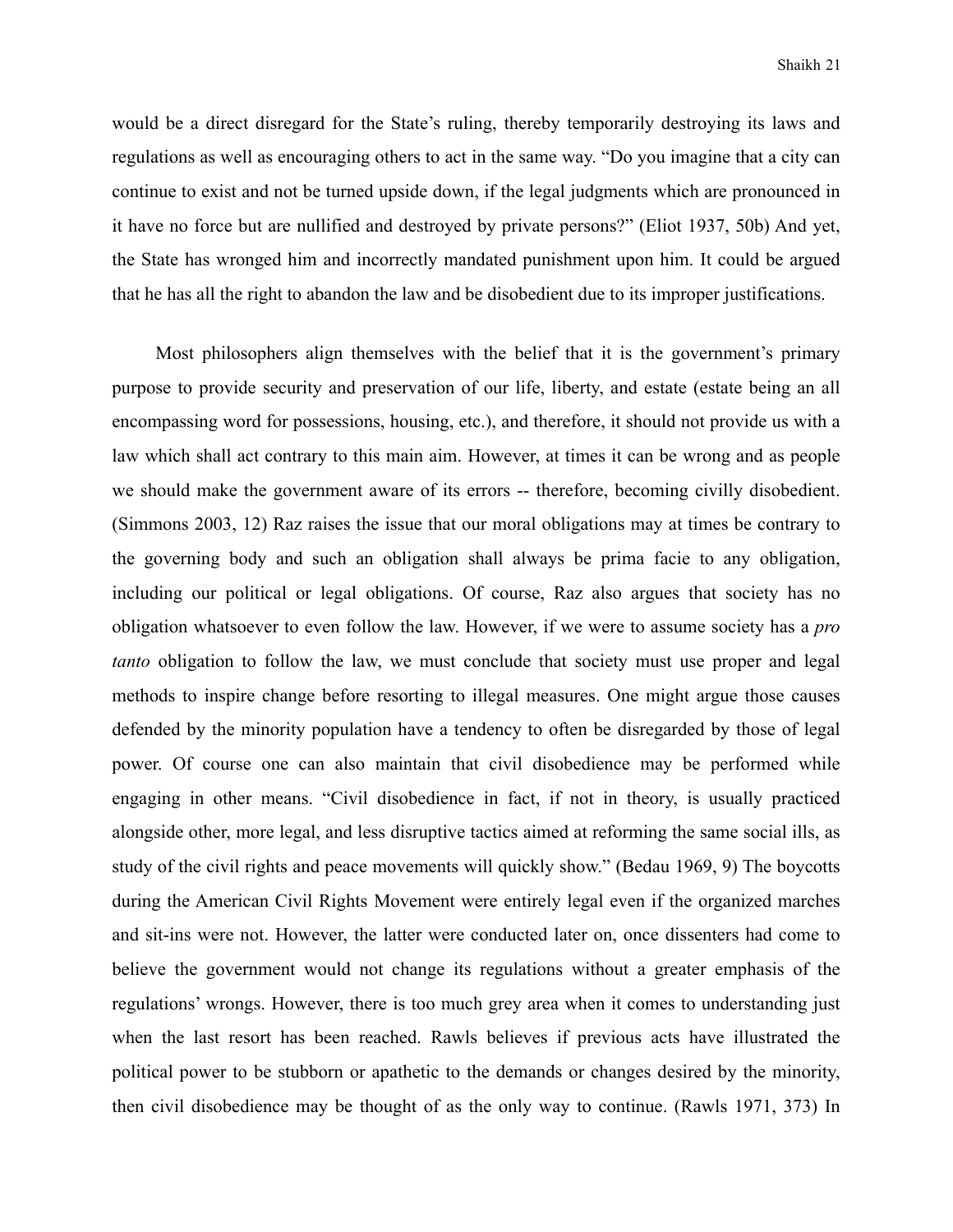would be a direct disregard for the State's ruling, thereby temporarily destroying its laws and regulations as well as encouraging others to act in the same way. "Do you imagine that a city can continue to exist and not be turned upside down, if the legal judgments which are pronounced in it have no force but are nullified and destroyed by private persons?" (Eliot 1937, 50b) And yet, the State has wronged him and incorrectly mandated punishment upon him. It could be argued that he has all the right to abandon the law and be disobedient due to its improper justifications.

Most philosophers align themselves with the belief that it is the government's primary purpose to provide security and preservation of our life, liberty, and estate (estate being an all encompassing word for possessions, housing, etc.), and therefore, it should not provide us with a law which shall act contrary to this main aim. However, at times it can be wrong and as people we should make the government aware of its errors -- therefore, becoming civilly disobedient. (Simmons 2003, 12) Raz raises the issue that our moral obligations may at times be contrary to the governing body and such an obligation shall always be prima facie to any obligation, including our political or legal obligations. Of course, Raz also argues that society has no obligation whatsoever to even follow the law. However, if we were to assume society has a *pro tanto* obligation to follow the law, we must conclude that society must use proper and legal methods to inspire change before resorting to illegal measures. One might argue those causes defended by the minority population have a tendency to often be disregarded by those of legal power. Of course one can also maintain that civil disobedience may be performed while engaging in other means. "Civil disobedience in fact, if not in theory, is usually practiced alongside other, more legal, and less disruptive tactics aimed at reforming the same social ills, as study of the civil rights and peace movements will quickly show." (Bedau 1969, 9) The boycotts during the American Civil Rights Movement were entirely legal even if the organized marches and sit-ins were not. However, the latter were conducted later on, once dissenters had come to believe the government would not change its regulations without a greater emphasis of the regulations' wrongs. However, there is too much grey area when it comes to understanding just when the last resort has been reached. Rawls believes if previous acts have illustrated the political power to be stubborn or apathetic to the demands or changes desired by the minority, then civil disobedience may be thought of as the only way to continue. (Rawls 1971, 373) In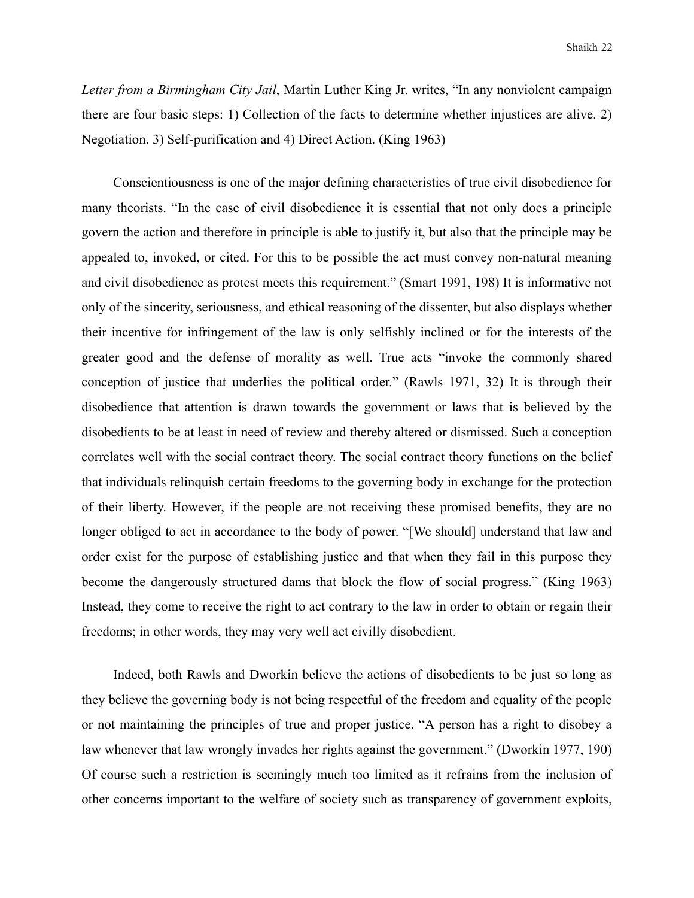*Letter from a Birmingham City Jail*, Martin Luther King Jr. writes, "In any nonviolent campaign there are four basic steps: 1) Collection of the facts to determine whether injustices are alive. 2) Negotiation. 3) Self-purification and 4) Direct Action. (King 1963)

Conscientiousness is one of the major defining characteristics of true civil disobedience for many theorists. "In the case of civil disobedience it is essential that not only does a principle govern the action and therefore in principle is able to justify it, but also that the principle may be appealed to, invoked, or cited. For this to be possible the act must convey non-natural meaning and civil disobedience as protest meets this requirement." (Smart 1991, 198) It is informative not only of the sincerity, seriousness, and ethical reasoning of the dissenter, but also displays whether their incentive for infringement of the law is only selfishly inclined or for the interests of the greater good and the defense of morality as well. True acts "invoke the commonly shared conception of justice that underlies the political order." (Rawls 1971, 32) It is through their disobedience that attention is drawn towards the government or laws that is believed by the disobedients to be at least in need of review and thereby altered or dismissed. Such a conception correlates well with the social contract theory. The social contract theory functions on the belief that individuals relinquish certain freedoms to the governing body in exchange for the protection of their liberty. However, if the people are not receiving these promised benefits, they are no longer obliged to act in accordance to the body of power. "[We should] understand that law and order exist for the purpose of establishing justice and that when they fail in this purpose they become the dangerously structured dams that block the flow of social progress." (King 1963) Instead, they come to receive the right to act contrary to the law in order to obtain or regain their freedoms; in other words, they may very well act civilly disobedient.

Indeed, both Rawls and Dworkin believe the actions of disobedients to be just so long as they believe the governing body is not being respectful of the freedom and equality of the people or not maintaining the principles of true and proper justice. "A person has a right to disobey a law whenever that law wrongly invades her rights against the government." (Dworkin 1977, 190) Of course such a restriction is seemingly much too limited as it refrains from the inclusion of other concerns important to the welfare of society such as transparency of government exploits,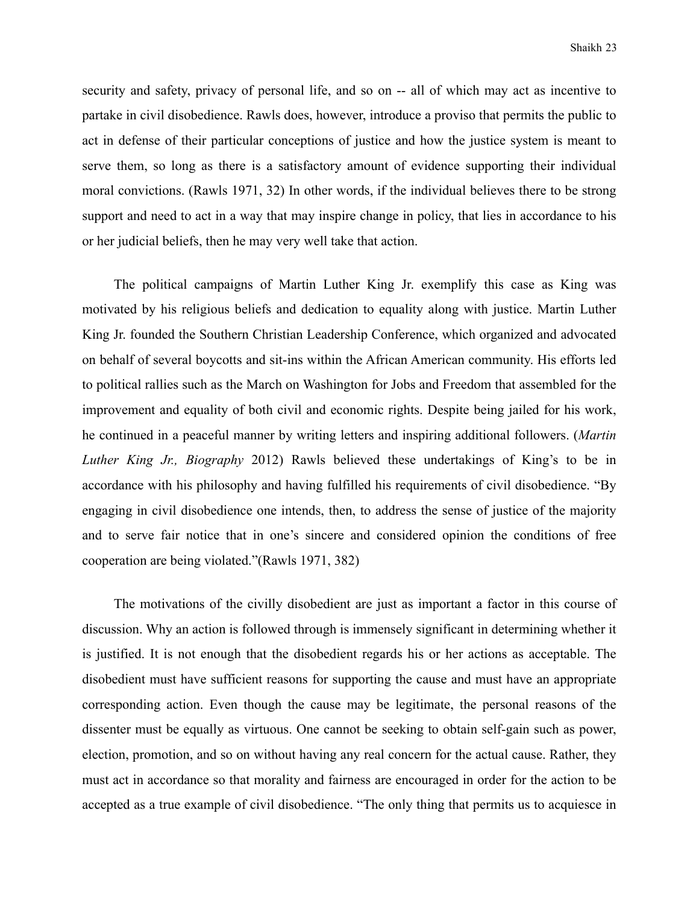security and safety, privacy of personal life, and so on -- all of which may act as incentive to partake in civil disobedience. Rawls does, however, introduce a proviso that permits the public to act in defense of their particular conceptions of justice and how the justice system is meant to serve them, so long as there is a satisfactory amount of evidence supporting their individual moral convictions. (Rawls 1971, 32) In other words, if the individual believes there to be strong support and need to act in a way that may inspire change in policy, that lies in accordance to his or her judicial beliefs, then he may very well take that action.

The political campaigns of Martin Luther King Jr. exemplify this case as King was motivated by his religious beliefs and dedication to equality along with justice. Martin Luther King Jr. founded the Southern Christian Leadership Conference, which organized and advocated on behalf of several boycotts and sit-ins within the African American community. His efforts led to political rallies such as the March on Washington for Jobs and Freedom that assembled for the improvement and equality of both civil and economic rights. Despite being jailed for his work, he continued in a peaceful manner by writing letters and inspiring additional followers. (*Martin Luther King Jr., Biography* 2012) Rawls believed these undertakings of King's to be in accordance with his philosophy and having fulfilled his requirements of civil disobedience. "By engaging in civil disobedience one intends, then, to address the sense of justice of the majority and to serve fair notice that in one's sincere and considered opinion the conditions of free cooperation are being violated."(Rawls 1971, 382)

The motivations of the civilly disobedient are just as important a factor in this course of discussion. Why an action is followed through is immensely significant in determining whether it is justified. It is not enough that the disobedient regards his or her actions as acceptable. The disobedient must have sufficient reasons for supporting the cause and must have an appropriate corresponding action. Even though the cause may be legitimate, the personal reasons of the dissenter must be equally as virtuous. One cannot be seeking to obtain self-gain such as power, election, promotion, and so on without having any real concern for the actual cause. Rather, they must act in accordance so that morality and fairness are encouraged in order for the action to be accepted as a true example of civil disobedience. "The only thing that permits us to acquiesce in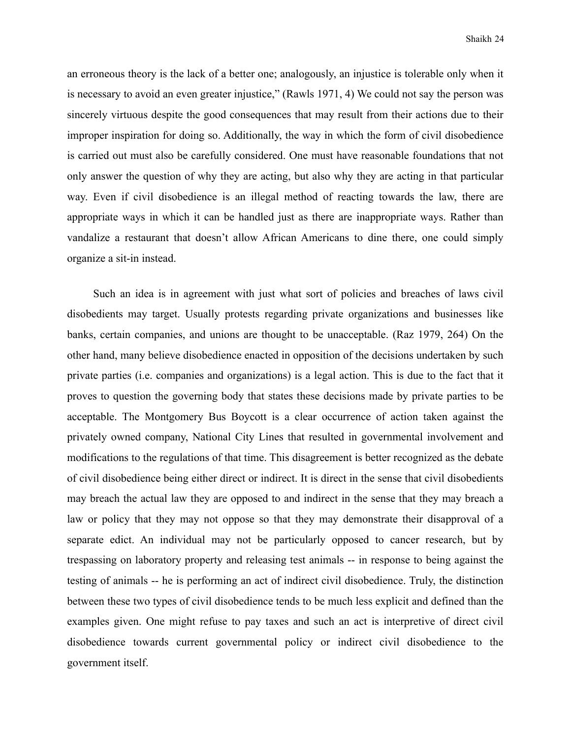an erroneous theory is the lack of a better one; analogously, an injustice is tolerable only when it is necessary to avoid an even greater injustice," (Rawls 1971, 4) We could not say the person was sincerely virtuous despite the good consequences that may result from their actions due to their improper inspiration for doing so. Additionally, the way in which the form of civil disobedience is carried out must also be carefully considered. One must have reasonable foundations that not only answer the question of why they are acting, but also why they are acting in that particular way. Even if civil disobedience is an illegal method of reacting towards the law, there are appropriate ways in which it can be handled just as there are inappropriate ways. Rather than vandalize a restaurant that doesn't allow African Americans to dine there, one could simply organize a sit-in instead.

Such an idea is in agreement with just what sort of policies and breaches of laws civil disobedients may target. Usually protests regarding private organizations and businesses like banks, certain companies, and unions are thought to be unacceptable. (Raz 1979, 264) On the other hand, many believe disobedience enacted in opposition of the decisions undertaken by such private parties (i.e. companies and organizations) is a legal action. This is due to the fact that it proves to question the governing body that states these decisions made by private parties to be acceptable. The Montgomery Bus Boycott is a clear occurrence of action taken against the privately owned company, National City Lines that resulted in governmental involvement and modifications to the regulations of that time. This disagreement is better recognized as the debate of civil disobedience being either direct or indirect. It is direct in the sense that civil disobedients may breach the actual law they are opposed to and indirect in the sense that they may breach a law or policy that they may not oppose so that they may demonstrate their disapproval of a separate edict. An individual may not be particularly opposed to cancer research, but by trespassing on laboratory property and releasing test animals -- in response to being against the testing of animals -- he is performing an act of indirect civil disobedience. Truly, the distinction between these two types of civil disobedience tends to be much less explicit and defined than the examples given. One might refuse to pay taxes and such an act is interpretive of direct civil disobedience towards current governmental policy or indirect civil disobedience to the government itself.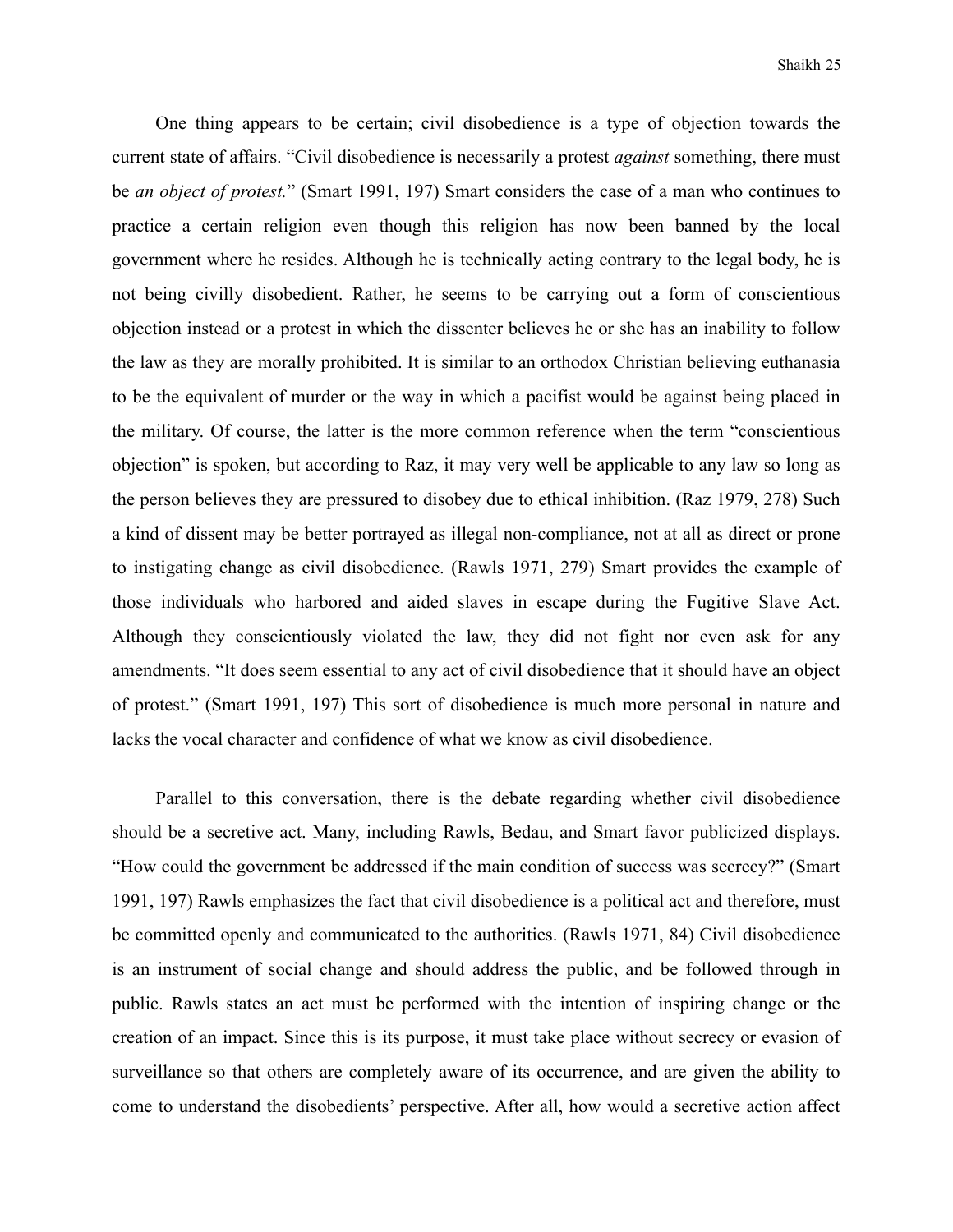One thing appears to be certain; civil disobedience is a type of objection towards the current state of affairs. "Civil disobedience is necessarily a protest *against* something, there must be *an object of protest.*" (Smart 1991, 197) Smart considers the case of a man who continues to practice a certain religion even though this religion has now been banned by the local government where he resides. Although he is technically acting contrary to the legal body, he is not being civilly disobedient. Rather, he seems to be carrying out a form of conscientious objection instead or a protest in which the dissenter believes he or she has an inability to follow the law as they are morally prohibited. It is similar to an orthodox Christian believing euthanasia to be the equivalent of murder or the way in which a pacifist would be against being placed in the military. Of course, the latter is the more common reference when the term "conscientious objection" is spoken, but according to Raz, it may very well be applicable to any law so long as the person believes they are pressured to disobey due to ethical inhibition. (Raz 1979, 278) Such a kind of dissent may be better portrayed as illegal non-compliance, not at all as direct or prone to instigating change as civil disobedience. (Rawls 1971, 279) Smart provides the example of those individuals who harbored and aided slaves in escape during the Fugitive Slave Act. Although they conscientiously violated the law, they did not fight nor even ask for any amendments. "It does seem essential to any act of civil disobedience that it should have an object of protest." (Smart 1991, 197) This sort of disobedience is much more personal in nature and lacks the vocal character and confidence of what we know as civil disobedience.

Parallel to this conversation, there is the debate regarding whether civil disobedience should be a secretive act. Many, including Rawls, Bedau, and Smart favor publicized displays. "How could the government be addressed if the main condition of success was secrecy?" (Smart 1991, 197) Rawls emphasizes the fact that civil disobedience is a political act and therefore, must be committed openly and communicated to the authorities. (Rawls 1971, 84) Civil disobedience is an instrument of social change and should address the public, and be followed through in public. Rawls states an act must be performed with the intention of inspiring change or the creation of an impact. Since this is its purpose, it must take place without secrecy or evasion of surveillance so that others are completely aware of its occurrence, and are given the ability to come to understand the disobedients' perspective. After all, how would a secretive action affect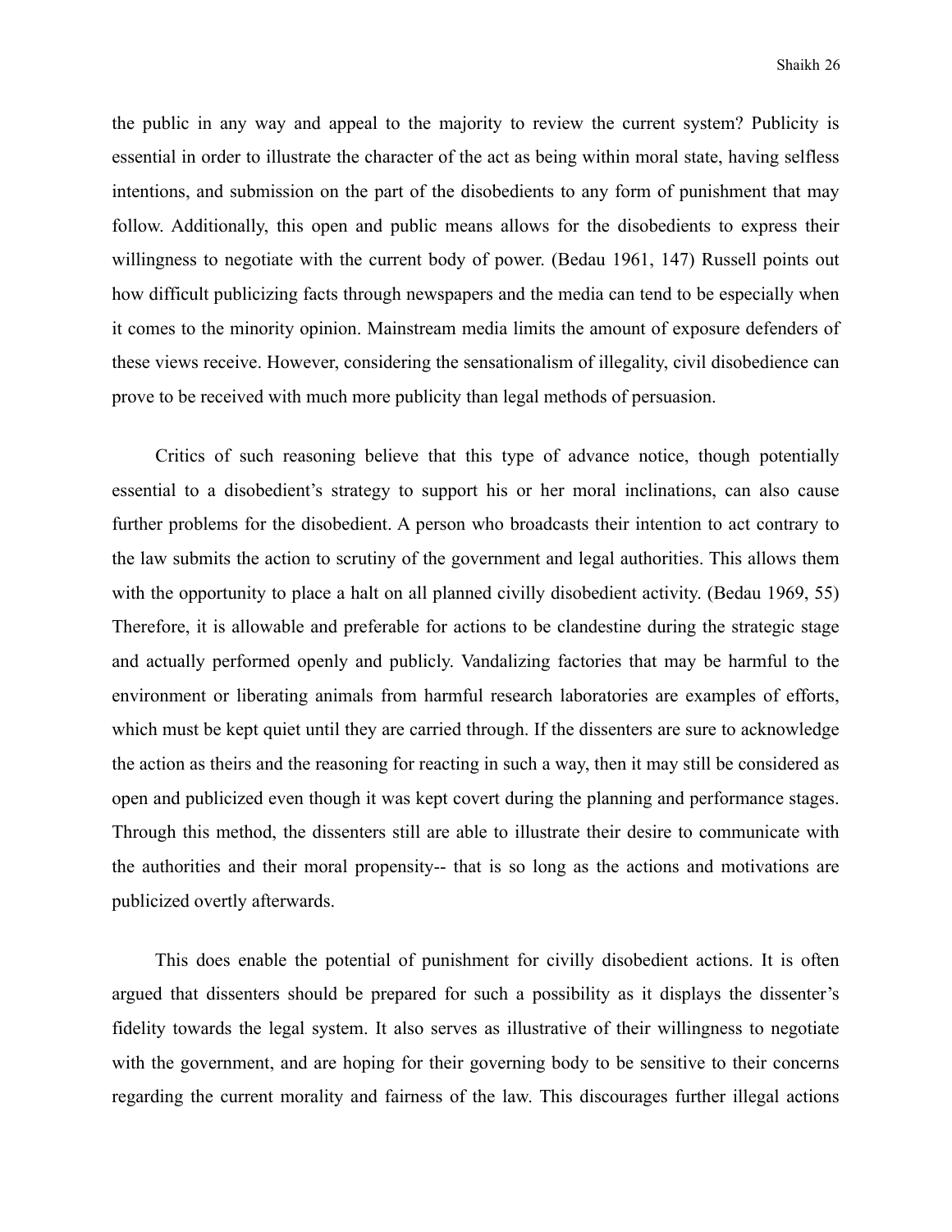the public in any way and appeal to the majority to review the current system? Publicity is essential in order to illustrate the character of the act as being within moral state, having selfless intentions, and submission on the part of the disobedients to any form of punishment that may follow. Additionally, this open and public means allows for the disobedients to express their willingness to negotiate with the current body of power. (Bedau 1961, 147) Russell points out how difficult publicizing facts through newspapers and the media can tend to be especially when it comes to the minority opinion. Mainstream media limits the amount of exposure defenders of these views receive. However, considering the sensationalism of illegality, civil disobedience can prove to be received with much more publicity than legal methods of persuasion.

Critics of such reasoning believe that this type of advance notice, though potentially essential to a disobedient's strategy to support his or her moral inclinations, can also cause further problems for the disobedient. A person who broadcasts their intention to act contrary to the law submits the action to scrutiny of the government and legal authorities. This allows them with the opportunity to place a halt on all planned civilly disobedient activity. (Bedau 1969, 55) Therefore, it is allowable and preferable for actions to be clandestine during the strategic stage and actually performed openly and publicly. Vandalizing factories that may be harmful to the environment or liberating animals from harmful research laboratories are examples of efforts, which must be kept quiet until they are carried through. If the dissenters are sure to acknowledge the action as theirs and the reasoning for reacting in such a way, then it may still be considered as open and publicized even though it was kept covert during the planning and performance stages. Through this method, the dissenters still are able to illustrate their desire to communicate with the authorities and their moral propensity-- that is so long as the actions and motivations are publicized overtly afterwards.

This does enable the potential of punishment for civilly disobedient actions. It is often argued that dissenters should be prepared for such a possibility as it displays the dissenter's fidelity towards the legal system. It also serves as illustrative of their willingness to negotiate with the government, and are hoping for their governing body to be sensitive to their concerns regarding the current morality and fairness of the law. This discourages further illegal actions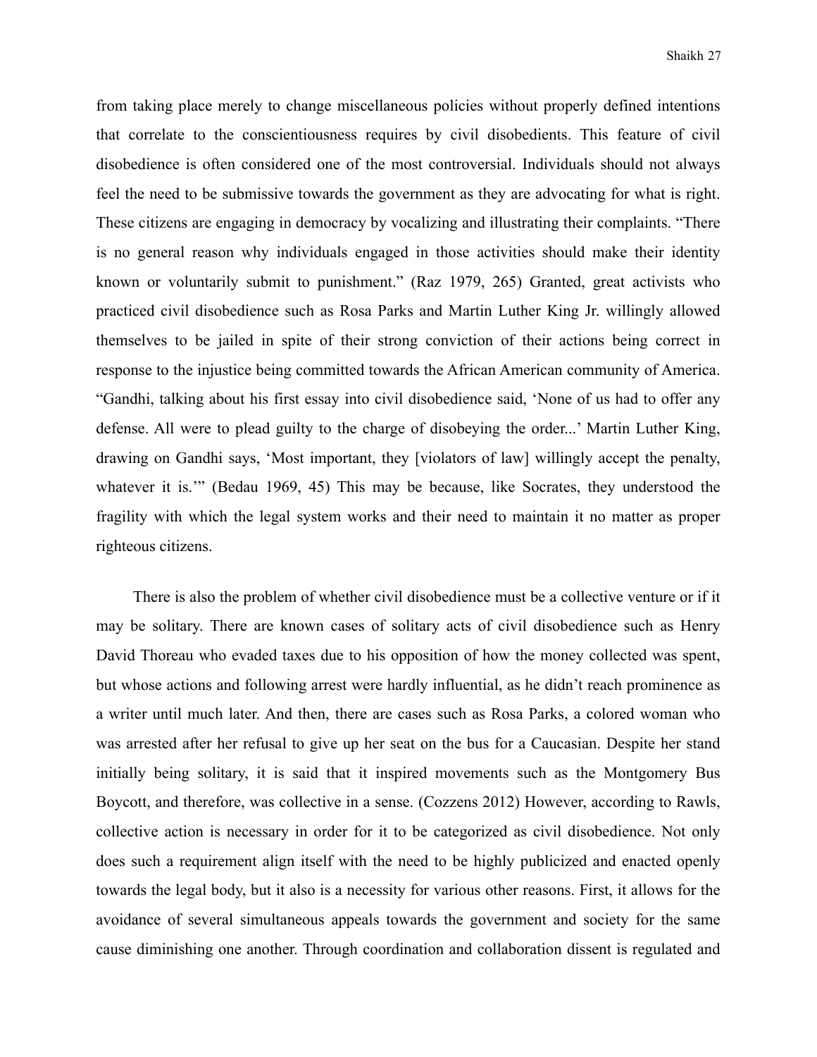from taking place merely to change miscellaneous policies without properly defined intentions that correlate to the conscientiousness requires by civil disobedients. This feature of civil disobedience is often considered one of the most controversial. Individuals should not always feel the need to be submissive towards the government as they are advocating for what is right. These citizens are engaging in democracy by vocalizing and illustrating their complaints. "There is no general reason why individuals engaged in those activities should make their identity known or voluntarily submit to punishment." (Raz 1979, 265) Granted, great activists who practiced civil disobedience such as Rosa Parks and Martin Luther King Jr. willingly allowed themselves to be jailed in spite of their strong conviction of their actions being correct in response to the injustice being committed towards the African American community of America. "Gandhi, talking about his first essay into civil disobedience said, 'None of us had to offer any defense. All were to plead guilty to the charge of disobeying the order...' Martin Luther King, drawing on Gandhi says, 'Most important, they [violators of law] willingly accept the penalty, whatever it is.'" (Bedau 1969, 45) This may be because, like Socrates, they understood the fragility with which the legal system works and their need to maintain it no matter as proper righteous citizens.

There is also the problem of whether civil disobedience must be a collective venture or if it may be solitary. There are known cases of solitary acts of civil disobedience such as Henry David Thoreau who evaded taxes due to his opposition of how the money collected was spent, but whose actions and following arrest were hardly influential, as he didn't reach prominence as a writer until much later. And then, there are cases such as Rosa Parks, a colored woman who was arrested after her refusal to give up her seat on the bus for a Caucasian. Despite her stand initially being solitary, it is said that it inspired movements such as the Montgomery Bus Boycott, and therefore, was collective in a sense. (Cozzens 2012) However, according to Rawls, collective action is necessary in order for it to be categorized as civil disobedience. Not only does such a requirement align itself with the need to be highly publicized and enacted openly towards the legal body, but it also is a necessity for various other reasons. First, it allows for the avoidance of several simultaneous appeals towards the government and society for the same cause diminishing one another. Through coordination and collaboration dissent is regulated and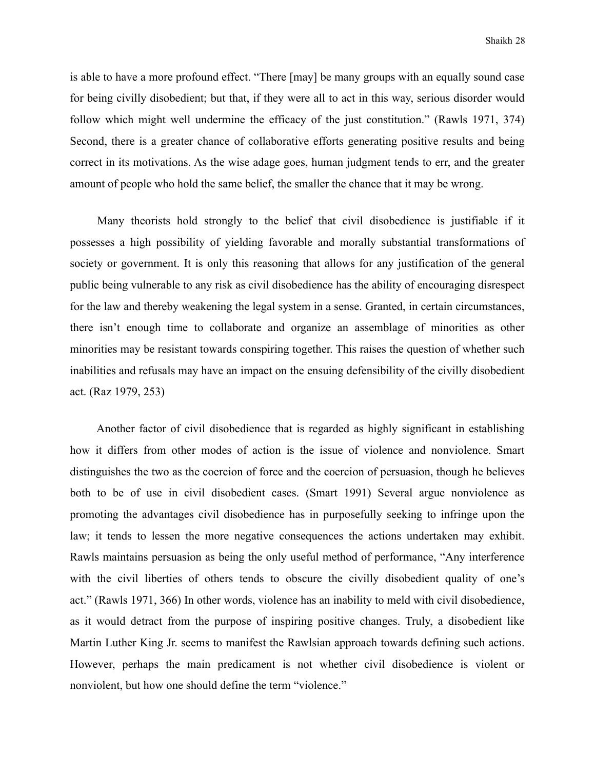is able to have a more profound effect. "There [may] be many groups with an equally sound case for being civilly disobedient; but that, if they were all to act in this way, serious disorder would follow which might well undermine the efficacy of the just constitution." (Rawls 1971, 374) Second, there is a greater chance of collaborative efforts generating positive results and being correct in its motivations. As the wise adage goes, human judgment tends to err, and the greater amount of people who hold the same belief, the smaller the chance that it may be wrong.

Many theorists hold strongly to the belief that civil disobedience is justifiable if it possesses a high possibility of yielding favorable and morally substantial transformations of society or government. It is only this reasoning that allows for any justification of the general public being vulnerable to any risk as civil disobedience has the ability of encouraging disrespect for the law and thereby weakening the legal system in a sense. Granted, in certain circumstances, there isn't enough time to collaborate and organize an assemblage of minorities as other minorities may be resistant towards conspiring together. This raises the question of whether such inabilities and refusals may have an impact on the ensuing defensibility of the civilly disobedient act. (Raz 1979, 253)

Another factor of civil disobedience that is regarded as highly significant in establishing how it differs from other modes of action is the issue of violence and nonviolence. Smart distinguishes the two as the coercion of force and the coercion of persuasion, though he believes both to be of use in civil disobedient cases. (Smart 1991) Several argue nonviolence as promoting the advantages civil disobedience has in purposefully seeking to infringe upon the law; it tends to lessen the more negative consequences the actions undertaken may exhibit. Rawls maintains persuasion as being the only useful method of performance, "Any interference with the civil liberties of others tends to obscure the civilly disobedient quality of one's act." (Rawls 1971, 366) In other words, violence has an inability to meld with civil disobedience, as it would detract from the purpose of inspiring positive changes. Truly, a disobedient like Martin Luther King Jr. seems to manifest the Rawlsian approach towards defining such actions. However, perhaps the main predicament is not whether civil disobedience is violent or nonviolent, but how one should define the term "violence."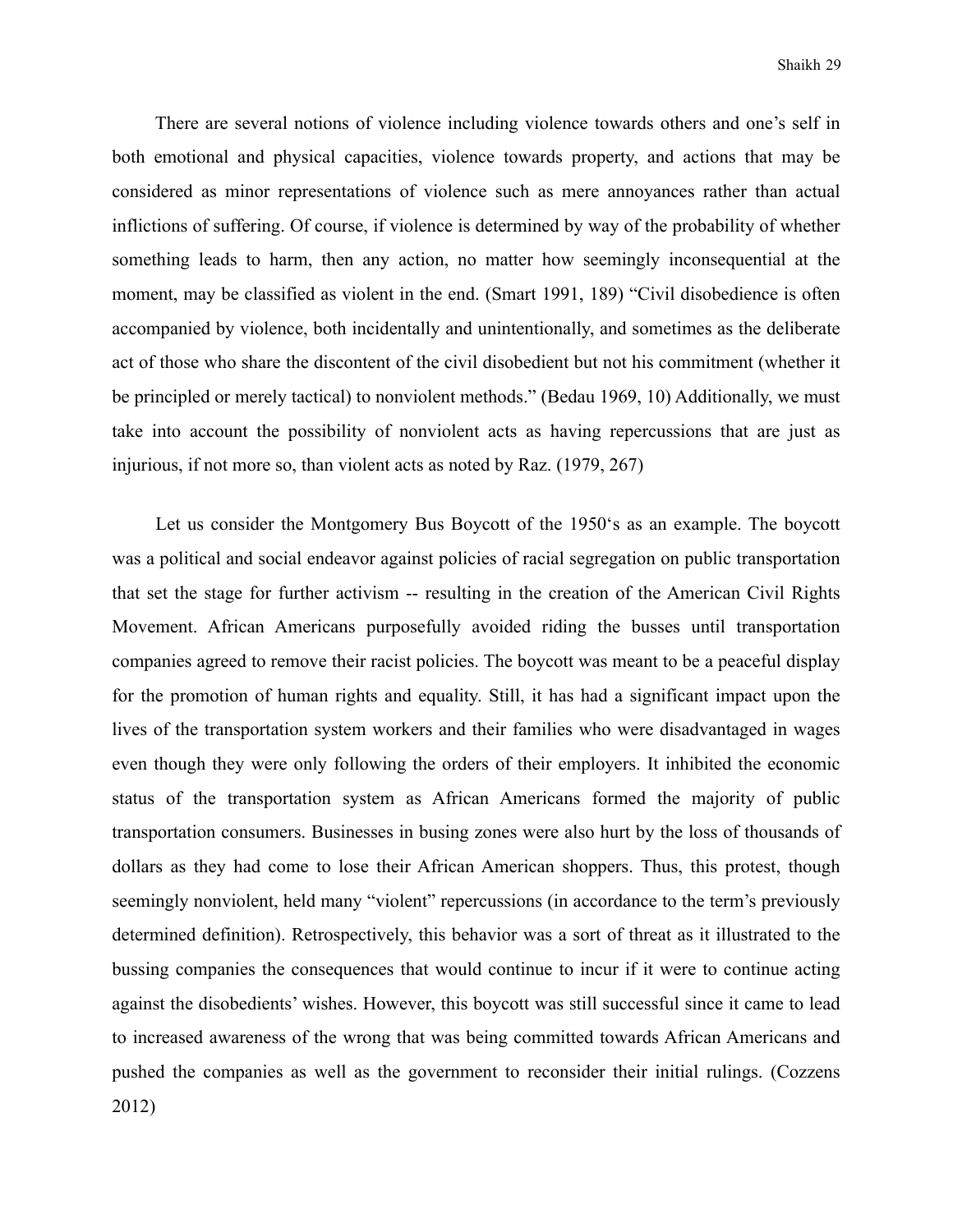There are several notions of violence including violence towards others and one's self in both emotional and physical capacities, violence towards property, and actions that may be considered as minor representations of violence such as mere annoyances rather than actual inflictions of suffering. Of course, if violence is determined by way of the probability of whether something leads to harm, then any action, no matter how seemingly inconsequential at the moment, may be classified as violent in the end. (Smart 1991, 189) "Civil disobedience is often accompanied by violence, both incidentally and unintentionally, and sometimes as the deliberate act of those who share the discontent of the civil disobedient but not his commitment (whether it be principled or merely tactical) to nonviolent methods." (Bedau 1969, 10) Additionally, we must take into account the possibility of nonviolent acts as having repercussions that are just as injurious, if not more so, than violent acts as noted by Raz. (1979, 267)

Let us consider the Montgomery Bus Boycott of the 1950's as an example. The boycott was a political and social endeavor against policies of racial segregation on public transportation that set the stage for further activism -- resulting in the creation of the American Civil Rights Movement. African Americans purposefully avoided riding the busses until transportation companies agreed to remove their racist policies. The boycott was meant to be a peaceful display for the promotion of human rights and equality. Still, it has had a significant impact upon the lives of the transportation system workers and their families who were disadvantaged in wages even though they were only following the orders of their employers. It inhibited the economic status of the transportation system as African Americans formed the majority of public transportation consumers. Businesses in busing zones were also hurt by the loss of thousands of dollars as they had come to lose their African American shoppers. Thus, this protest, though seemingly nonviolent, held many "violent" repercussions (in accordance to the term's previously determined definition). Retrospectively, this behavior was a sort of threat as it illustrated to the bussing companies the consequences that would continue to incur if it were to continue acting against the disobedients' wishes. However, this boycott was still successful since it came to lead to increased awareness of the wrong that was being committed towards African Americans and pushed the companies as well as the government to reconsider their initial rulings. (Cozzens 2012)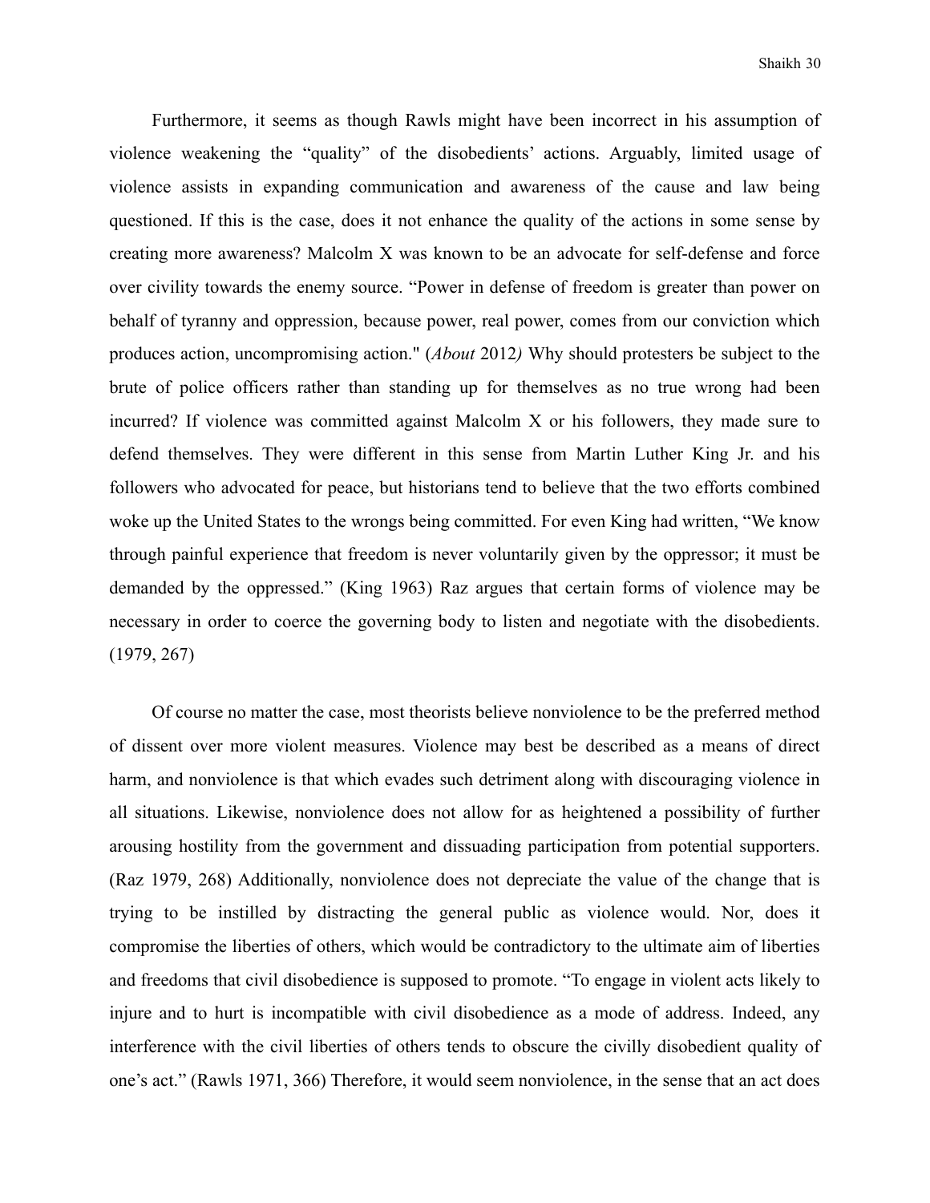Furthermore, it seems as though Rawls might have been incorrect in his assumption of violence weakening the "quality" of the disobedients' actions. Arguably, limited usage of violence assists in expanding communication and awareness of the cause and law being questioned. If this is the case, does it not enhance the quality of the actions in some sense by creating more awareness? Malcolm X was known to be an advocate for self-defense and force over civility towards the enemy source. "Power in defense of freedom is greater than power on behalf of tyranny and oppression, because power, real power, comes from our conviction which produces action, uncompromising action." (*About* 2012*)* Why should protesters be subject to the brute of police officers rather than standing up for themselves as no true wrong had been incurred? If violence was committed against Malcolm X or his followers, they made sure to defend themselves. They were different in this sense from Martin Luther King Jr. and his followers who advocated for peace, but historians tend to believe that the two efforts combined woke up the United States to the wrongs being committed. For even King had written, "We know through painful experience that freedom is never voluntarily given by the oppressor; it must be demanded by the oppressed." (King 1963) Raz argues that certain forms of violence may be necessary in order to coerce the governing body to listen and negotiate with the disobedients. (1979, 267)

Of course no matter the case, most theorists believe nonviolence to be the preferred method of dissent over more violent measures. Violence may best be described as a means of direct harm, and nonviolence is that which evades such detriment along with discouraging violence in all situations. Likewise, nonviolence does not allow for as heightened a possibility of further arousing hostility from the government and dissuading participation from potential supporters. (Raz 1979, 268) Additionally, nonviolence does not depreciate the value of the change that is trying to be instilled by distracting the general public as violence would. Nor, does it compromise the liberties of others, which would be contradictory to the ultimate aim of liberties and freedoms that civil disobedience is supposed to promote. "To engage in violent acts likely to injure and to hurt is incompatible with civil disobedience as a mode of address. Indeed, any interference with the civil liberties of others tends to obscure the civilly disobedient quality of one's act." (Rawls 1971, 366) Therefore, it would seem nonviolence, in the sense that an act does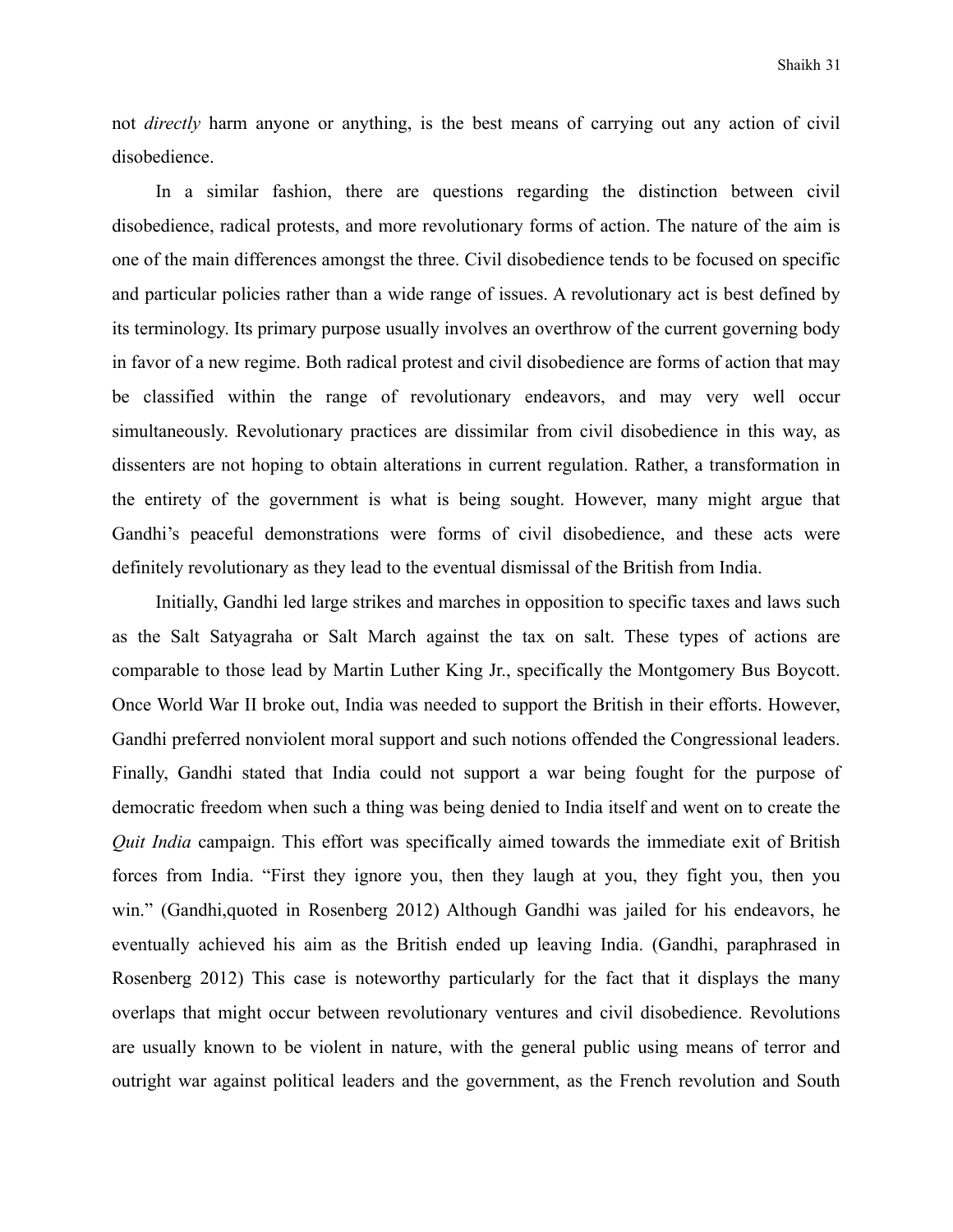not *directly* harm anyone or anything, is the best means of carrying out any action of civil disobedience.

In a similar fashion, there are questions regarding the distinction between civil disobedience, radical protests, and more revolutionary forms of action. The nature of the aim is one of the main differences amongst the three. Civil disobedience tends to be focused on specific and particular policies rather than a wide range of issues. A revolutionary act is best defined by its terminology. Its primary purpose usually involves an overthrow of the current governing body in favor of a new regime. Both radical protest and civil disobedience are forms of action that may be classified within the range of revolutionary endeavors, and may very well occur simultaneously. Revolutionary practices are dissimilar from civil disobedience in this way, as dissenters are not hoping to obtain alterations in current regulation. Rather, a transformation in the entirety of the government is what is being sought. However, many might argue that Gandhi's peaceful demonstrations were forms of civil disobedience, and these acts were definitely revolutionary as they lead to the eventual dismissal of the British from India.

Initially, Gandhi led large strikes and marches in opposition to specific taxes and laws such as the Salt Satyagraha or Salt March against the tax on salt. These types of actions are comparable to those lead by Martin Luther King Jr., specifically the Montgomery Bus Boycott. Once World War II broke out, India was needed to support the British in their efforts. However, Gandhi preferred nonviolent moral support and such notions offended the Congressional leaders. Finally, Gandhi stated that India could not support a war being fought for the purpose of democratic freedom when such a thing was being denied to India itself and went on to create the *Quit India* campaign. This effort was specifically aimed towards the immediate exit of British forces from India. "First they ignore you, then they laugh at you, they fight you, then you win." (Gandhi,quoted in Rosenberg 2012) Although Gandhi was jailed for his endeavors, he eventually achieved his aim as the British ended up leaving India. (Gandhi, paraphrased in Rosenberg 2012) This case is noteworthy particularly for the fact that it displays the many overlaps that might occur between revolutionary ventures and civil disobedience. Revolutions are usually known to be violent in nature, with the general public using means of terror and outright war against political leaders and the government, as the French revolution and South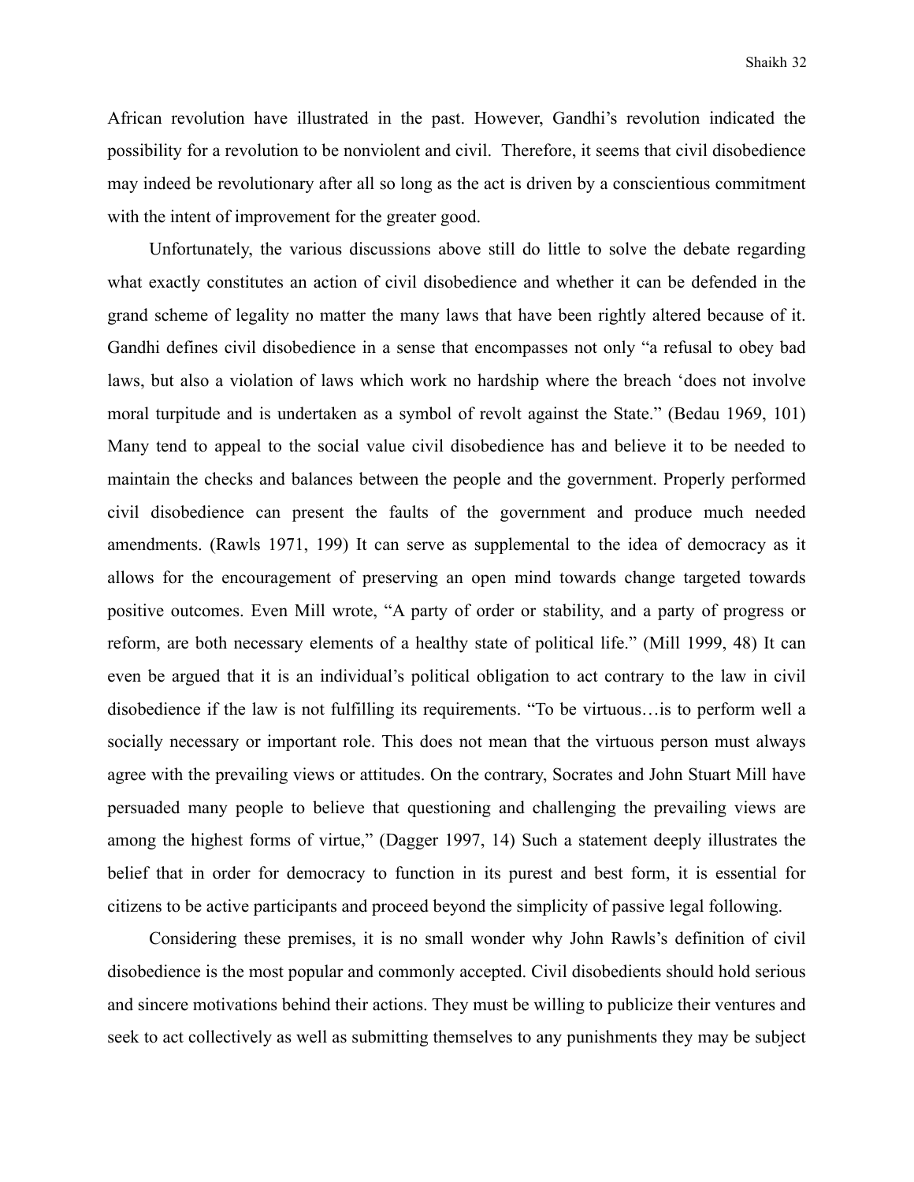African revolution have illustrated in the past. However, Gandhi's revolution indicated the possibility for a revolution to be nonviolent and civil. Therefore, it seems that civil disobedience may indeed be revolutionary after all so long as the act is driven by a conscientious commitment with the intent of improvement for the greater good.

Unfortunately, the various discussions above still do little to solve the debate regarding what exactly constitutes an action of civil disobedience and whether it can be defended in the grand scheme of legality no matter the many laws that have been rightly altered because of it. Gandhi defines civil disobedience in a sense that encompasses not only "a refusal to obey bad laws, but also a violation of laws which work no hardship where the breach 'does not involve moral turpitude and is undertaken as a symbol of revolt against the State." (Bedau 1969, 101) Many tend to appeal to the social value civil disobedience has and believe it to be needed to maintain the checks and balances between the people and the government. Properly performed civil disobedience can present the faults of the government and produce much needed amendments. (Rawls 1971, 199) It can serve as supplemental to the idea of democracy as it allows for the encouragement of preserving an open mind towards change targeted towards positive outcomes. Even Mill wrote, "A party of order or stability, and a party of progress or reform, are both necessary elements of a healthy state of political life." (Mill 1999, 48) It can even be argued that it is an individual's political obligation to act contrary to the law in civil disobedience if the law is not fulfilling its requirements. "To be virtuous…is to perform well a socially necessary or important role. This does not mean that the virtuous person must always agree with the prevailing views or attitudes. On the contrary, Socrates and John Stuart Mill have persuaded many people to believe that questioning and challenging the prevailing views are among the highest forms of virtue," (Dagger 1997, 14) Such a statement deeply illustrates the belief that in order for democracy to function in its purest and best form, it is essential for citizens to be active participants and proceed beyond the simplicity of passive legal following.

Considering these premises, it is no small wonder why John Rawls's definition of civil disobedience is the most popular and commonly accepted. Civil disobedients should hold serious and sincere motivations behind their actions. They must be willing to publicize their ventures and seek to act collectively as well as submitting themselves to any punishments they may be subject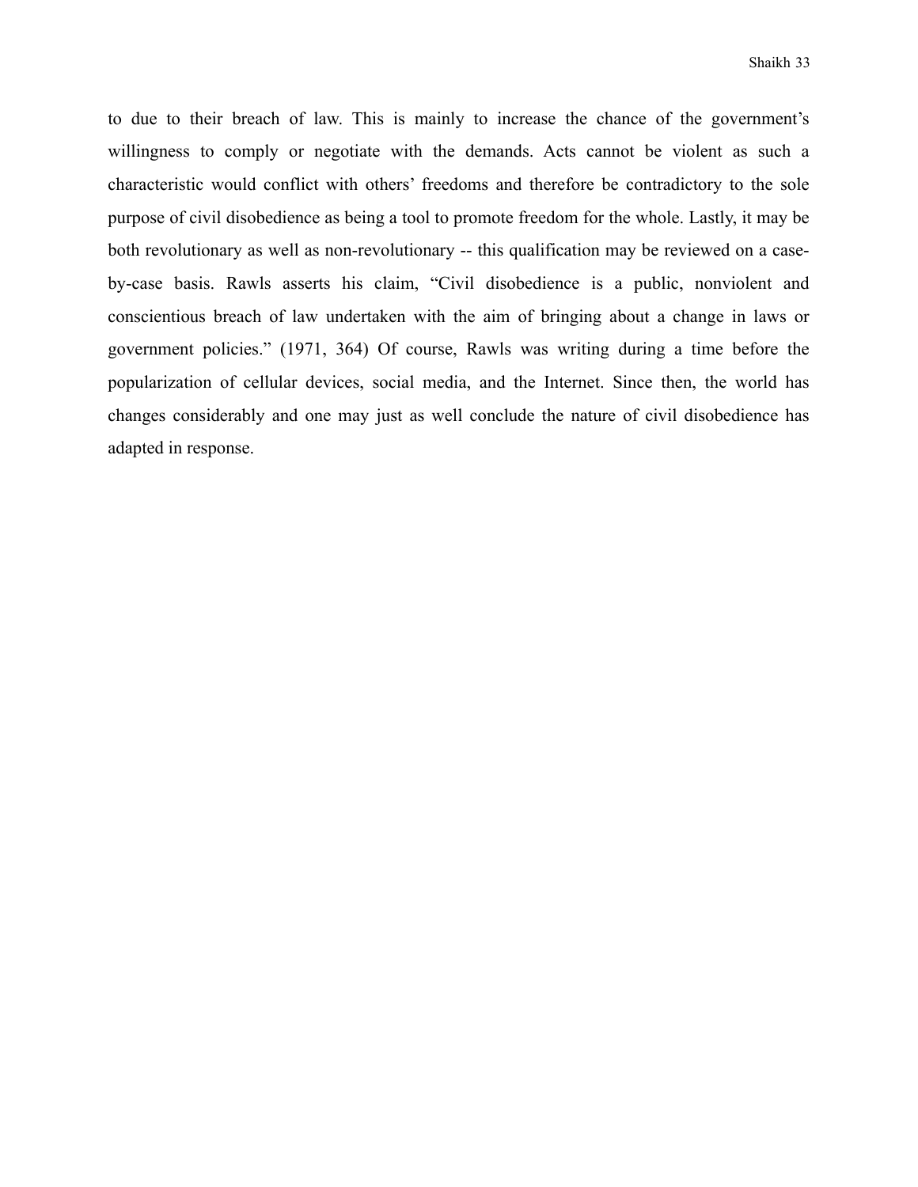to due to their breach of law. This is mainly to increase the chance of the government's willingness to comply or negotiate with the demands. Acts cannot be violent as such a characteristic would conflict with others' freedoms and therefore be contradictory to the sole purpose of civil disobedience as being a tool to promote freedom for the whole. Lastly, it may be both revolutionary as well as non-revolutionary -- this qualification may be reviewed on a case-by-case basis. Rawls asserts his claim, "Civil disobedience is a public, nonviolent and conscientious breach of law undertaken with the aim of bringing about a change in laws or government policies." (1971, 364) Of course, Rawls was writing during a time before the popularization of cellular devices, social media, and the Internet. Since then, the world has changes considerably and one may just as well conclude the nature of civil disobedience has adapted in response.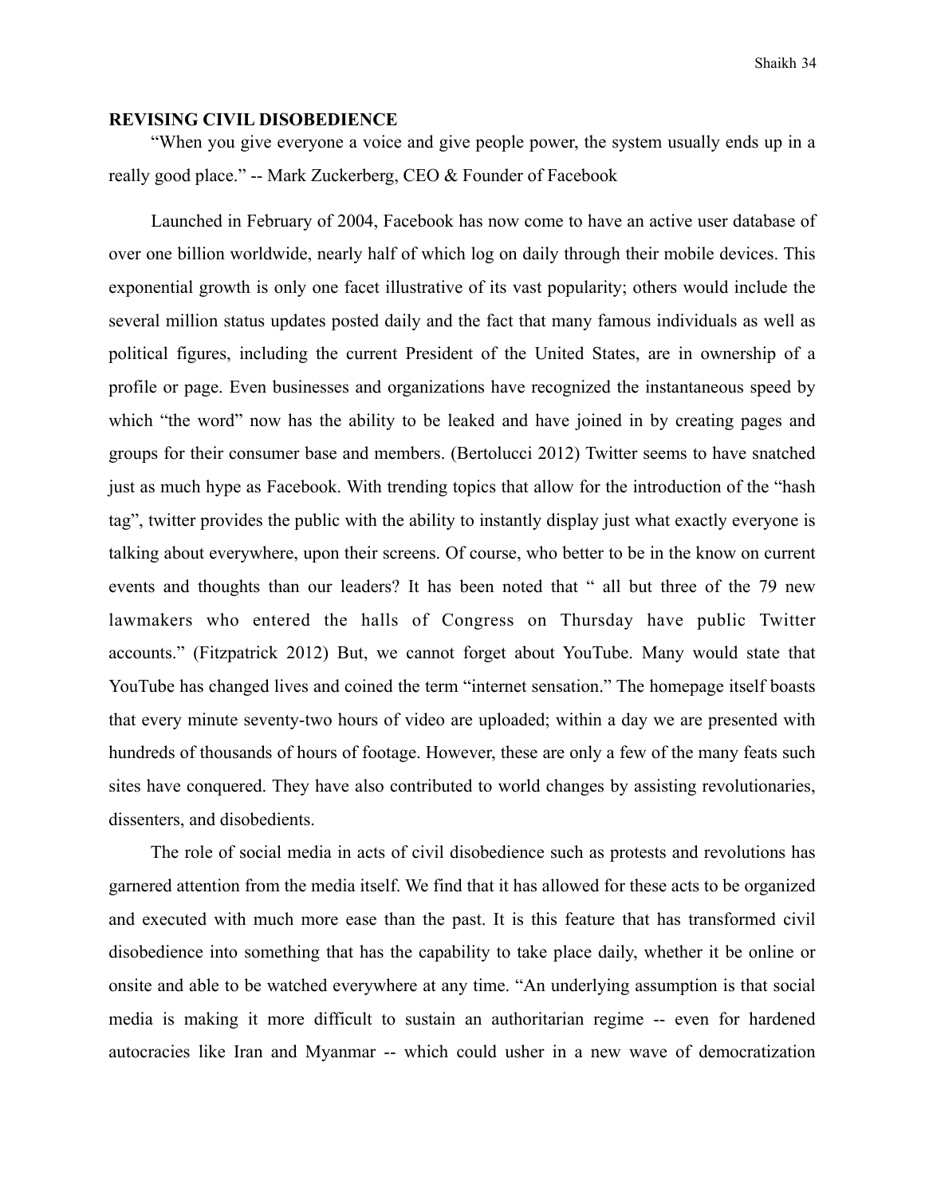## REVISING CIVIL DISOBEDIENCE

"When you give everyone a voice and give people power, the system usually ends up in a really good place." -- Mark Zuckerberg, CEO & Founder of Facebook

Launched in February of 2004, Facebook has now come to have an active user database of over one billion worldwide, nearly half of which log on daily through their mobile devices. This exponential growth is only one facet illustrative of its vast popularity; others would include the several million status updates posted daily and the fact that many famous individuals as well as political figures, including the current President of the United States, are in ownership of a profile or page. Even businesses and organizations have recognized the instantaneous speed by which "the word" now has the ability to be leaked and have joined in by creating pages and groups for their consumer base and members. (Bertolucci 2012) Twitter seems to have snatched just as much hype as Facebook. With trending topics that allow for the introduction of the "hash tag", twitter provides the public with the ability to instantly display just what exactly everyone is talking about everywhere, upon their screens. Of course, who better to be in the know on current events and thoughts than our leaders? It has been noted that " all but three of the 79 new lawmakers who entered the halls of Congress on Thursday have public Twitter accounts." (Fitzpatrick 2012) But, we cannot forget about YouTube. Many would state that YouTube has changed lives and coined the term "internet sensation." The homepage itself boasts that every minute seventy-two hours of video are uploaded; within a day we are presented with hundreds of thousands of hours of footage. However, these are only a few of the many feats such sites have conquered. They have also contributed to world changes by assisting revolutionaries, dissenters, and disobedients.

The role of social media in acts of civil disobedience such as protests and revolutions has garnered attention from the media itself. We find that it has allowed for these acts to be organized and executed with much more ease than the past. It is this feature that has transformed civil disobedience into something that has the capability to take place daily, whether it be online or onsite and able to be watched everywhere at any time. "An underlying assumption is that social media is making it more difficult to sustain an authoritarian regime -- even for hardened autocracies like Iran and Myanmar -- which could usher in a new wave of democratization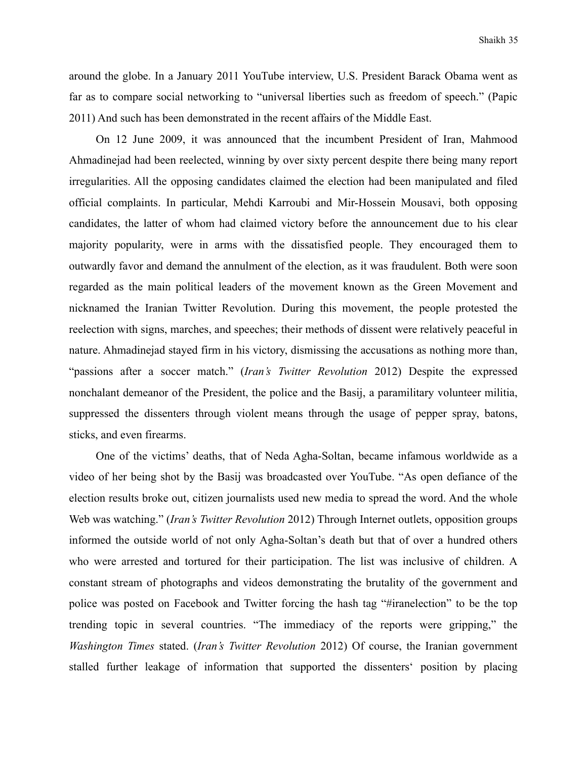around the globe. In a January 2011 YouTube interview, U.S. President Barack Obama went as far as to compare social networking to "universal liberties such as freedom of speech." (Papic 2011) And such has been demonstrated in the recent affairs of the Middle East.

On 12 June 2009, it was announced that the incumbent President of Iran, Mahmood Ahmadinejad had been reelected, winning by over sixty percent despite there being many report irregularities. All the opposing candidates claimed the election had been manipulated and filed official complaints. In particular, Mehdi Karroubi and Mir-Hossein Mousavi, both opposing candidates, the latter of whom had claimed victory before the announcement due to his clear majority popularity, were in arms with the dissatisfied people. They encouraged them to outwardly favor and demand the annulment of the election, as it was fraudulent. Both were soon regarded as the main political leaders of the movement known as the Green Movement and nicknamed the Iranian Twitter Revolution. During this movement, the people protested the reelection with signs, marches, and speeches; their methods of dissent were relatively peaceful in nature. Ahmadinejad stayed firm in his victory, dismissing the accusations as nothing more than, "passions after a soccer match." (*Iran's Twitter Revolution* 2012) Despite the expressed nonchalant demeanor of the President, the police and the Basij, a paramilitary volunteer militia, suppressed the dissenters through violent means through the usage of pepper spray, batons, sticks, and even firearms.

One of the victims' deaths, that of Neda Agha-Soltan, became infamous worldwide as a video of her being shot by the Basij was broadcasted over YouTube. "As open defiance of the election results broke out, citizen journalists used new media to spread the word. And the whole Web was watching." (*Iran's Twitter Revolution* 2012) Through Internet outlets, opposition groups informed the outside world of not only Agha-Soltan's death but that of over a hundred others who were arrested and tortured for their participation. The list was inclusive of children. A constant stream of photographs and videos demonstrating the brutality of the government and police was posted on Facebook and Twitter forcing the hash tag "#iranelection" to be the top trending topic in several countries. "The immediacy of the reports were gripping," the *Washington Times* stated. (*Iran's Twitter Revolution* 2012) Of course, the Iranian government stalled further leakage of information that supported the dissenters' position by placing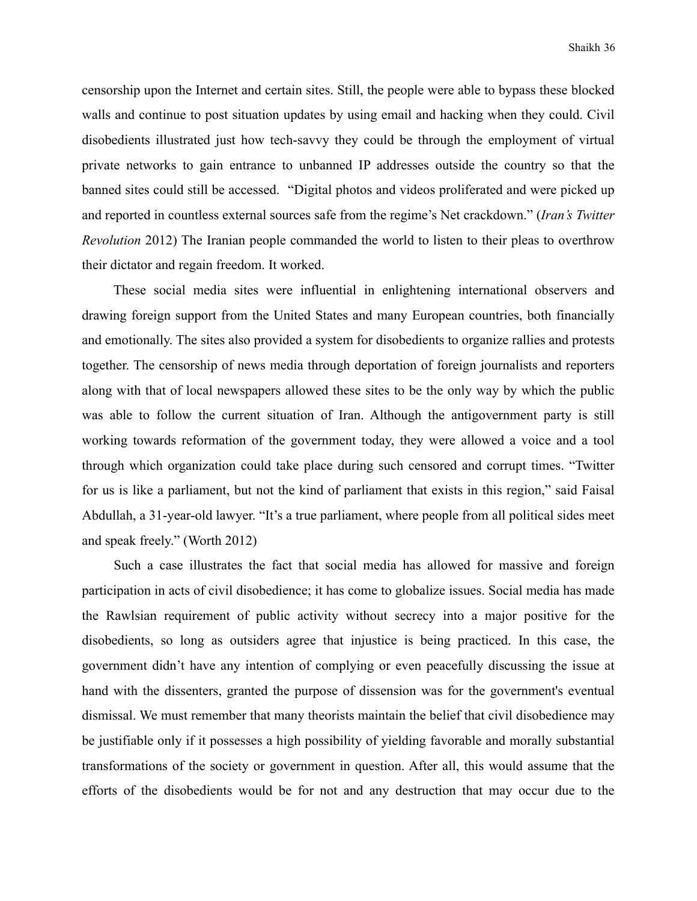censorship upon the Internet and certain sites. Still, the people were able to bypass these blocked walls and continue to post situation updates by using email and hacking when they could. Civil disobedients illustrated just how tech-savvy they could be through the employment of virtual private networks to gain entrance to unbanned IP addresses outside the country so that the banned sites could still be accessed. "Digital photos and videos proliferated and were picked up and reported in countless external sources safe from the regime's Net crackdown." (*Iran's Twitter Revolution* 2012) The Iranian people commanded the world to listen to their pleas to overthrow their dictator and regain freedom. It worked.

These social media sites were influential in enlightening international observers and drawing foreign support from the United States and many European countries, both financially and emotionally. The sites also provided a system for disobedients to organize rallies and protests together. The censorship of news media through deportation of foreign journalists and reporters along with that of local newspapers allowed these sites to be the only way by which the public was able to follow the current situation of Iran. Although the antigovernment party is still working towards reformation of the government today, they were allowed a voice and a tool through which organization could take place during such censored and corrupt times. "Twitter for us is like a parliament, but not the kind of parliament that exists in this region," said Faisal Abdullah, a 31-year-old lawyer. "It's a true parliament, where people from all political sides meet and speak freely." (Worth 2012)

Such a case illustrates the fact that social media has allowed for massive and foreign participation in acts of civil disobedience; it has come to globalize issues. Social media has made the Rawlsian requirement of public activity without secrecy into a major positive for the disobedients, so long as outsiders agree that injustice is being practiced. In this case, the government didn't have any intention of complying or even peacefully discussing the issue at hand with the dissenters, granted the purpose of dissension was for the government's eventual dismissal. We must remember that many theorists maintain the belief that civil disobedience may be justifiable only if it possesses a high possibility of yielding favorable and morally substantial transformations of the society or government in question. After all, this would assume that the efforts of the disobedients would be for not and any destruction that may occur due to the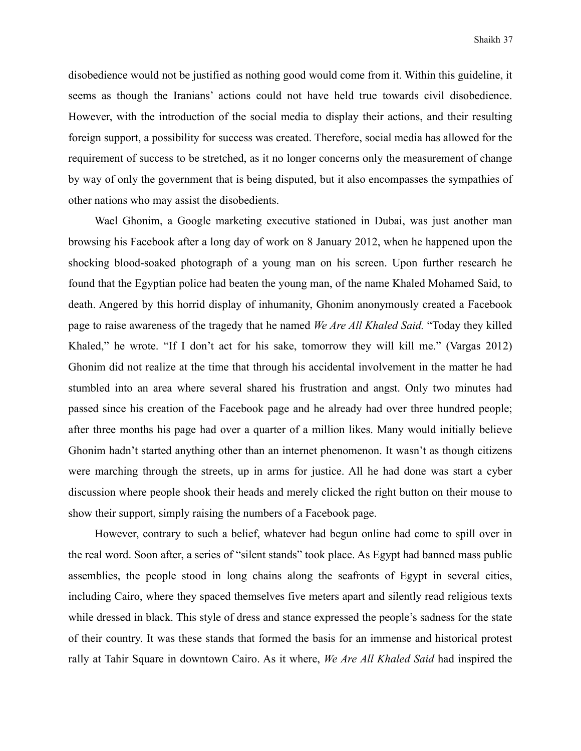disobedience would not be justified as nothing good would come from it. Within this guideline, it seems as though the Iranians' actions could not have held true towards civil disobedience. However, with the introduction of the social media to display their actions, and their resulting foreign support, a possibility for success was created. Therefore, social media has allowed for the requirement of success to be stretched, as it no longer concerns only the measurement of change by way of only the government that is being disputed, but it also encompasses the sympathies of other nations who may assist the disobedients.

Wael Ghonim, a Google marketing executive stationed in Dubai, was just another man browsing his Facebook after a long day of work on 8 January 2012, when he happened upon the shocking blood-soaked photograph of a young man on his screen. Upon further research he found that the Egyptian police had beaten the young man, of the name Khaled Mohamed Said, to death. Angered by this horrid display of inhumanity, Ghonim anonymously created a Facebook page to raise awareness of the tragedy that he named *We Are All Khaled Said.* "Today they killed Khaled," he wrote. "If I don't act for his sake, tomorrow they will kill me." (Vargas 2012) Ghonim did not realize at the time that through his accidental involvement in the matter he had stumbled into an area where several shared his frustration and angst. Only two minutes had passed since his creation of the Facebook page and he already had over three hundred people; after three months his page had over a quarter of a million likes. Many would initially believe Ghonim hadn't started anything other than an internet phenomenon. It wasn't as though citizens were marching through the streets, up in arms for justice. All he had done was start a cyber discussion where people shook their heads and merely clicked the right button on their mouse to show their support, simply raising the numbers of a Facebook page.

However, contrary to such a belief, whatever had begun online had come to spill over in the real word. Soon after, a series of "silent stands" took place. As Egypt had banned mass public assemblies, the people stood in long chains along the seafronts of Egypt in several cities, including Cairo, where they spaced themselves five meters apart and silently read religious texts while dressed in black. This style of dress and stance expressed the people's sadness for the state of their country. It was these stands that formed the basis for an immense and historical protest rally at Tahir Square in downtown Cairo. As it where, *We Are All Khaled Said* had inspired the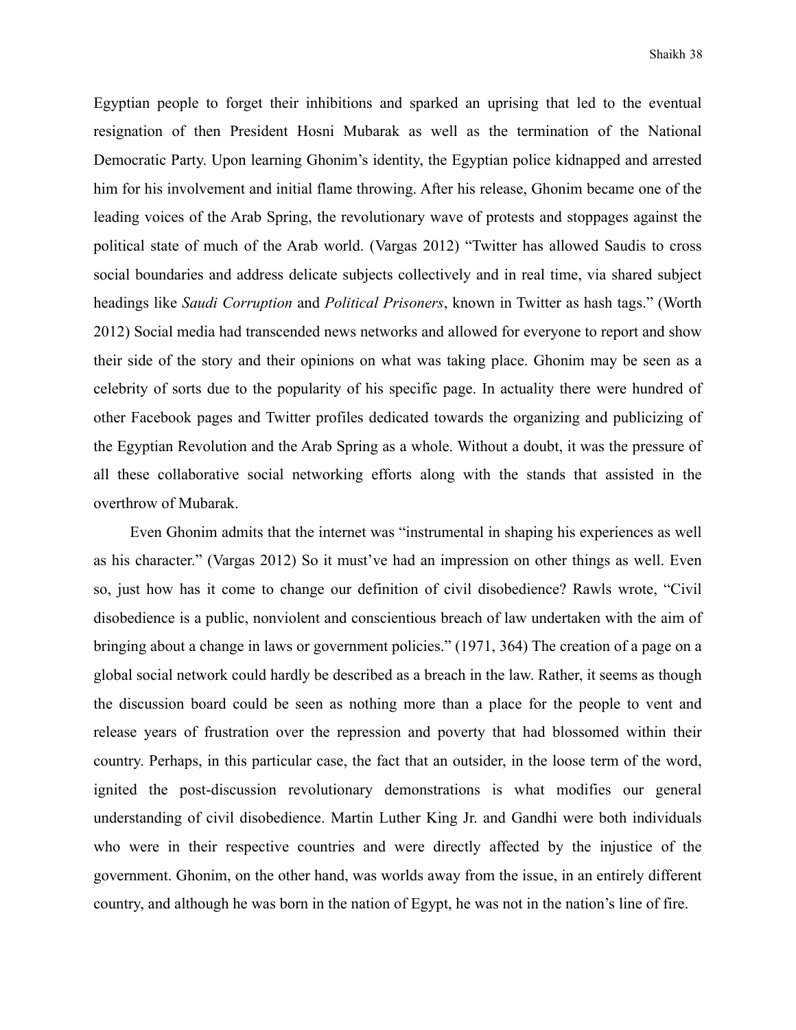Egyptian people to forget their inhibitions and sparked an uprising that led to the eventual resignation of then President Hosni Mubarak as well as the termination of the National Democratic Party. Upon learning Ghonim's identity, the Egyptian police kidnapped and arrested him for his involvement and initial flame throwing. After his release, Ghonim became one of the leading voices of the Arab Spring, the revolutionary wave of protests and stoppages against the political state of much of the Arab world. (Vargas 2012) "Twitter has allowed Saudis to cross social boundaries and address delicate subjects collectively and in real time, via shared subject headings like *Saudi Corruption* and *Political Prisoners*, known in Twitter as hash tags." (Worth 2012) Social media had transcended news networks and allowed for everyone to report and show their side of the story and their opinions on what was taking place. Ghonim may be seen as a celebrity of sorts due to the popularity of his specific page. In actuality there were hundred of other Facebook pages and Twitter profiles dedicated towards the organizing and publicizing of the Egyptian Revolution and the Arab Spring as a whole. Without a doubt, it was the pressure of all these collaborative social networking efforts along with the stands that assisted in the overthrow of Mubarak.

Even Ghonim admits that the internet was "instrumental in shaping his experiences as well as his character." (Vargas 2012) So it must've had an impression on other things as well. Even so, just how has it come to change our definition of civil disobedience? Rawls wrote, "Civil disobedience is a public, nonviolent and conscientious breach of law undertaken with the aim of bringing about a change in laws or government policies." (1971, 364) The creation of a page on a global social network could hardly be described as a breach in the law. Rather, it seems as though the discussion board could be seen as nothing more than a place for the people to vent and release years of frustration over the repression and poverty that had blossomed within their country. Perhaps, in this particular case, the fact that an outsider, in the loose term of the word, ignited the post-discussion revolutionary demonstrations is what modifies our general understanding of civil disobedience. Martin Luther King Jr. and Gandhi were both individuals who were in their respective countries and were directly affected by the injustice of the government. Ghonim, on the other hand, was worlds away from the issue, in an entirely different country, and although he was born in the nation of Egypt, he was not in the nation's line of fire.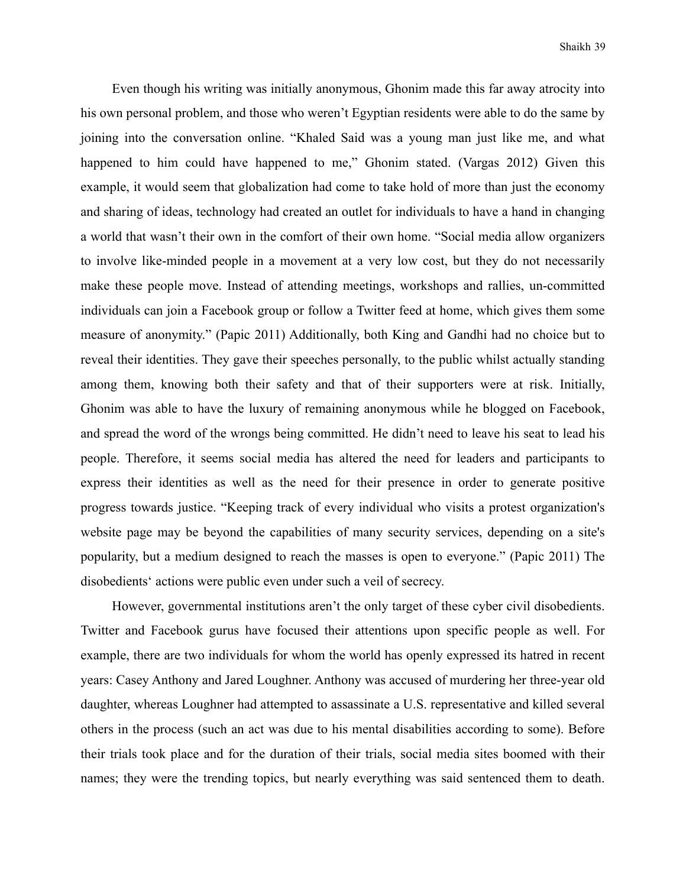Even though his writing was initially anonymous, Ghonim made this far away atrocity into his own personal problem, and those who weren't Egyptian residents were able to do the same by joining into the conversation online. "Khaled Said was a young man just like me, and what happened to him could have happened to me," Ghonim stated. (Vargas 2012) Given this example, it would seem that globalization had come to take hold of more than just the economy and sharing of ideas, technology had created an outlet for individuals to have a hand in changing a world that wasn't their own in the comfort of their own home. "Social media allow organizers to involve like-minded people in a movement at a very low cost, but they do not necessarily make these people move. Instead of attending meetings, workshops and rallies, un-committed individuals can join a Facebook group or follow a Twitter feed at home, which gives them some measure of anonymity." (Papic 2011) Additionally, both King and Gandhi had no choice but to reveal their identities. They gave their speeches personally, to the public whilst actually standing among them, knowing both their safety and that of their supporters were at risk. Initially, Ghonim was able to have the luxury of remaining anonymous while he blogged on Facebook, and spread the word of the wrongs being committed. He didn't need to leave his seat to lead his people. Therefore, it seems social media has altered the need for leaders and participants to express their identities as well as the need for their presence in order to generate positive progress towards justice. "Keeping track of every individual who visits a protest organization's website page may be beyond the capabilities of many security services, depending on a site's popularity, but a medium designed to reach the masses is open to everyone." (Papic 2011) The disobedients' actions were public even under such a veil of secrecy.

However, governmental institutions aren't the only target of these cyber civil disobedients. Twitter and Facebook gurus have focused their attentions upon specific people as well. For example, there are two individuals for whom the world has openly expressed its hatred in recent years: Casey Anthony and Jared Loughner. Anthony was accused of murdering her three-year old daughter, whereas Loughner had attempted to assassinate a U.S. representative and killed several others in the process (such an act was due to his mental disabilities according to some). Before their trials took place and for the duration of their trials, social media sites boomed with their names; they were the trending topics, but nearly everything was said sentenced them to death.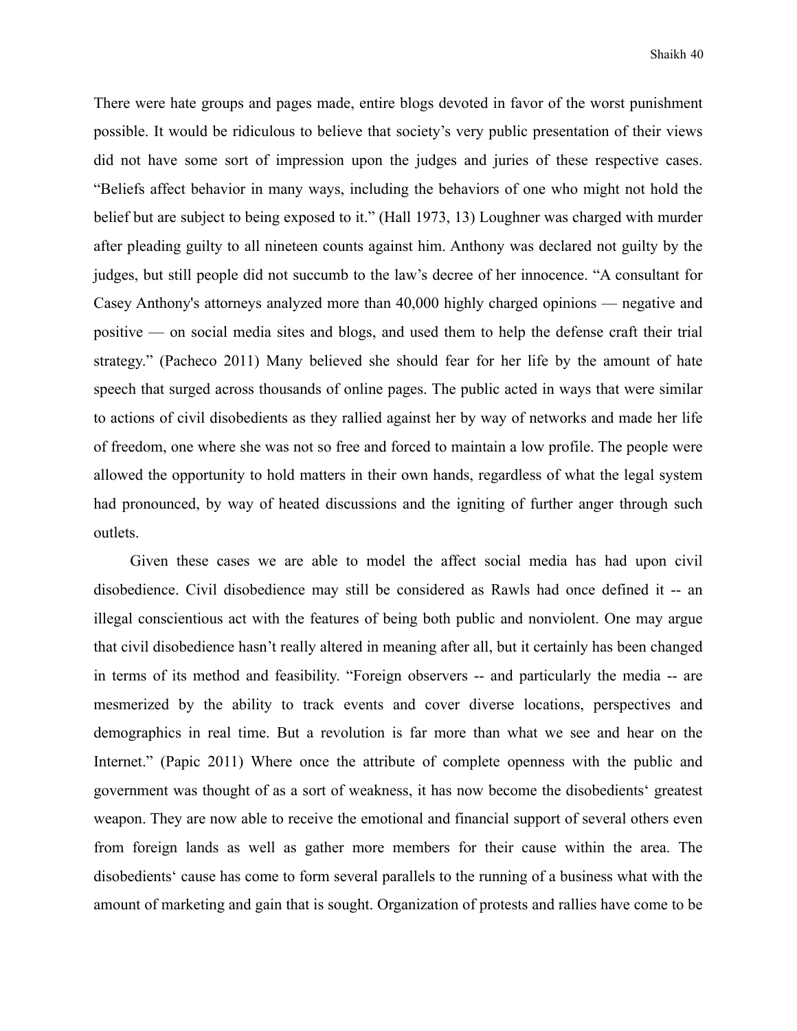There were hate groups and pages made, entire blogs devoted in favor of the worst punishment possible. It would be ridiculous to believe that society's very public presentation of their views did not have some sort of impression upon the judges and juries of these respective cases. "Beliefs affect behavior in many ways, including the behaviors of one who might not hold the belief but are subject to being exposed to it." (Hall 1973, 13) Loughner was charged with murder after pleading guilty to all nineteen counts against him. Anthony was declared not guilty by the judges, but still people did not succumb to the law's decree of her innocence. "A consultant for Casey Anthony's attorneys analyzed more than 40,000 highly charged opinions — negative and positive — on social media sites and blogs, and used them to help the defense craft their trial strategy." (Pacheco 2011) Many believed she should fear for her life by the amount of hate speech that surged across thousands of online pages. The public acted in ways that were similar to actions of civil disobedients as they rallied against her by way of networks and made her life of freedom, one where she was not so free and forced to maintain a low profile. The people were allowed the opportunity to hold matters in their own hands, regardless of what the legal system had pronounced, by way of heated discussions and the igniting of further anger through such outlets.

Given these cases we are able to model the affect social media has had upon civil disobedience. Civil disobedience may still be considered as Rawls had once defined it -- an illegal conscientious act with the features of being both public and nonviolent. One may argue that civil disobedience hasn't really altered in meaning after all, but it certainly has been changed in terms of its method and feasibility. "Foreign observers -- and particularly the media -- are mesmerized by the ability to track events and cover diverse locations, perspectives and demographics in real time. But a revolution is far more than what we see and hear on the Internet." (Papic 2011) Where once the attribute of complete openness with the public and government was thought of as a sort of weakness, it has now become the disobedients' greatest weapon. They are now able to receive the emotional and financial support of several others even from foreign lands as well as gather more members for their cause within the area. The disobedients' cause has come to form several parallels to the running of a business what with the amount of marketing and gain that is sought. Organization of protests and rallies have come to be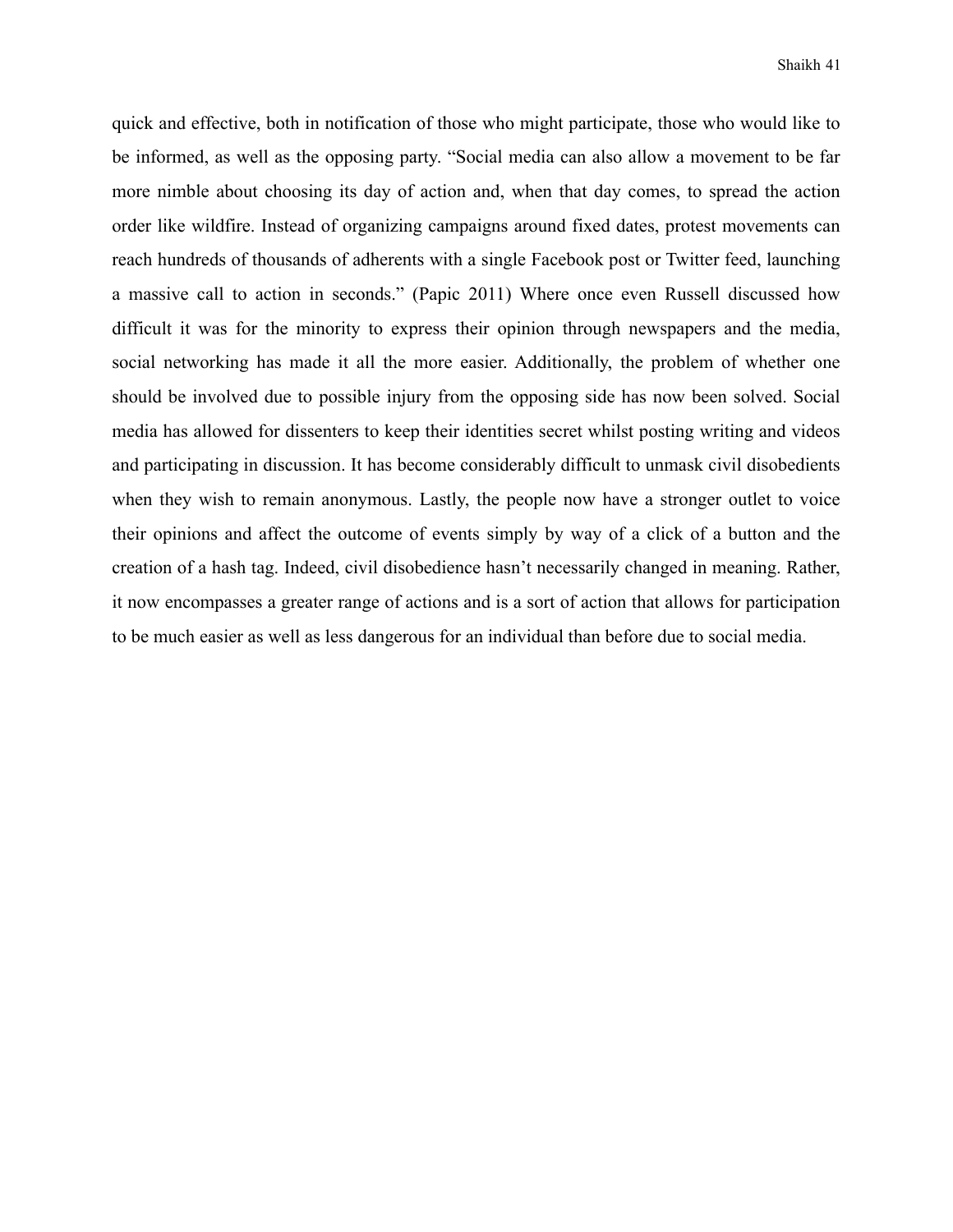quick and effective, both in notification of those who might participate, those who would like to be informed, as well as the opposing party. "Social media can also allow a movement to be far more nimble about choosing its day of action and, when that day comes, to spread the action order like wildfire. Instead of organizing campaigns around fixed dates, protest movements can reach hundreds of thousands of adherents with a single Facebook post or Twitter feed, launching a massive call to action in seconds." (Papic 2011) Where once even Russell discussed how difficult it was for the minority to express their opinion through newspapers and the media, social networking has made it all the more easier. Additionally, the problem of whether one should be involved due to possible injury from the opposing side has now been solved. Social media has allowed for dissenters to keep their identities secret whilst posting writing and videos and participating in discussion. It has become considerably difficult to unmask civil disobedients when they wish to remain anonymous. Lastly, the people now have a stronger outlet to voice their opinions and affect the outcome of events simply by way of a click of a button and the creation of a hash tag. Indeed, civil disobedience hasn't necessarily changed in meaning. Rather, it now encompasses a greater range of actions and is a sort of action that allows for participation to be much easier as well as less dangerous for an individual than before due to social media.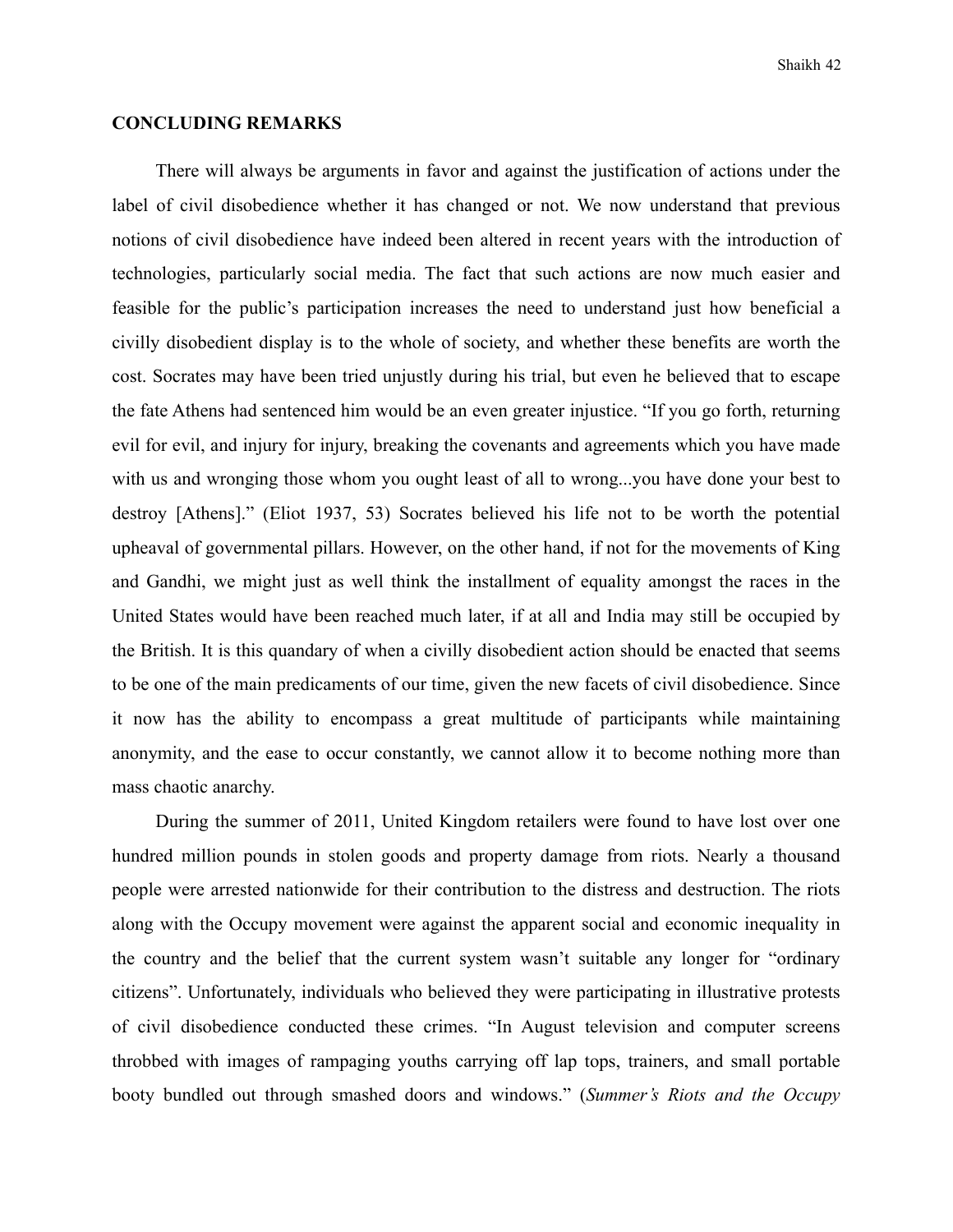## CONCLUDING REMARKS

There will always be arguments in favor and against the justification of actions under the label of civil disobedience whether it has changed or not. We now understand that previous notions of civil disobedience have indeed been altered in recent years with the introduction of technologies, particularly social media. The fact that such actions are now much easier and feasible for the public's participation increases the need to understand just how beneficial a civilly disobedient display is to the whole of society, and whether these benefits are worth the cost. Socrates may have been tried unjustly during his trial, but even he believed that to escape the fate Athens had sentenced him would be an even greater injustice. "If you go forth, returning evil for evil, and injury for injury, breaking the covenants and agreements which you have made with us and wronging those whom you ought least of all to wrong...you have done your best to destroy [Athens]." (Eliot 1937, 53) Socrates believed his life not to be worth the potential upheaval of governmental pillars. However, on the other hand, if not for the movements of King and Gandhi, we might just as well think the installment of equality amongst the races in the United States would have been reached much later, if at all and India may still be occupied by the British. It is this quandary of when a civilly disobedient action should be enacted that seems to be one of the main predicaments of our time, given the new facets of civil disobedience. Since it now has the ability to encompass a great multitude of participants while maintaining anonymity, and the ease to occur constantly, we cannot allow it to become nothing more than mass chaotic anarchy.

During the summer of 2011, United Kingdom retailers were found to have lost over one hundred million pounds in stolen goods and property damage from riots. Nearly a thousand people were arrested nationwide for their contribution to the distress and destruction. The riots along with the Occupy movement were against the apparent social and economic inequality in the country and the belief that the current system wasn't suitable any longer for "ordinary citizens". Unfortunately, individuals who believed they were participating in illustrative protests of civil disobedience conducted these crimes. "In August television and computer screens throbbed with images of rampaging youths carrying off lap tops, trainers, and small portable booty bundled out through smashed doors and windows." (*Summer's Riots and the Occupy*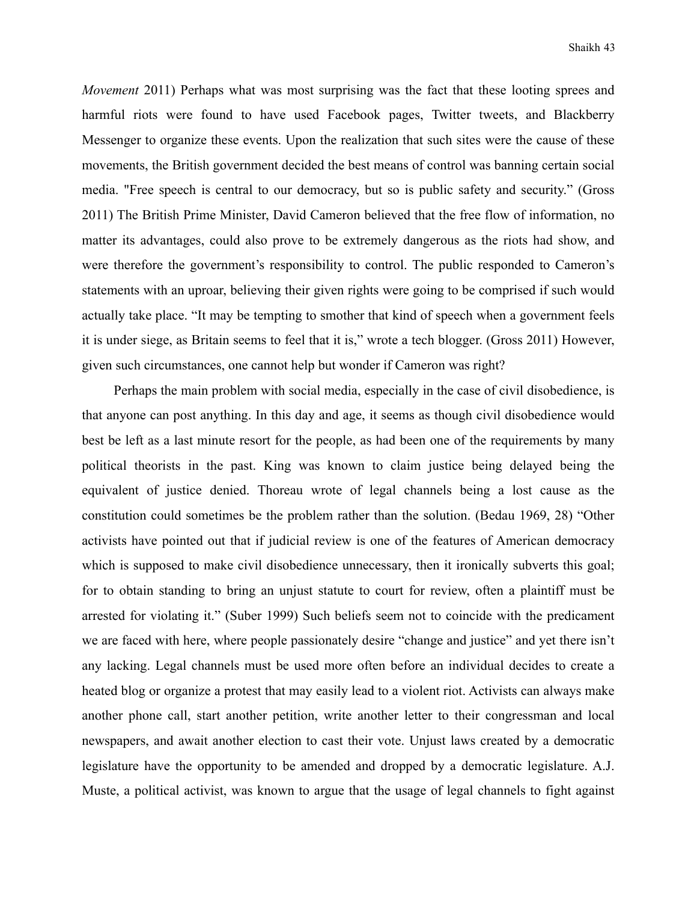*Movement* 2011) Perhaps what was most surprising was the fact that these looting sprees and harmful riots were found to have used Facebook pages, Twitter tweets, and Blackberry Messenger to organize these events. Upon the realization that such sites were the cause of these movements, the British government decided the best means of control was banning certain social media. "Free speech is central to our democracy, but so is public safety and security." (Gross 2011) The British Prime Minister, David Cameron believed that the free flow of information, no matter its advantages, could also prove to be extremely dangerous as the riots had show, and were therefore the government's responsibility to control. The public responded to Cameron's statements with an uproar, believing their given rights were going to be comprised if such would actually take place. "It may be tempting to smother that kind of speech when a government feels it is under siege, as Britain seems to feel that it is," wrote a tech blogger. (Gross 2011) However, given such circumstances, one cannot help but wonder if Cameron was right?

Perhaps the main problem with social media, especially in the case of civil disobedience, is that anyone can post anything. In this day and age, it seems as though civil disobedience would best be left as a last minute resort for the people, as had been one of the requirements by many political theorists in the past. King was known to claim justice being delayed being the equivalent of justice denied. Thoreau wrote of legal channels being a lost cause as the constitution could sometimes be the problem rather than the solution. (Bedau 1969, 28) "Other activists have pointed out that if judicial review is one of the features of American democracy which is supposed to make civil disobedience unnecessary, then it ironically subverts this goal; for to obtain standing to bring an unjust statute to court for review, often a plaintiff must be arrested for violating it." (Suber 1999) Such beliefs seem not to coincide with the predicament we are faced with here, where people passionately desire "change and justice" and yet there isn't any lacking. Legal channels must be used more often before an individual decides to create a heated blog or organize a protest that may easily lead to a violent riot. Activists can always make another phone call, start another petition, write another letter to their congressman and local newspapers, and await another election to cast their vote. Unjust laws created by a democratic legislature have the opportunity to be amended and dropped by a democratic legislature. A.J. Muste, a political activist, was known to argue that the usage of legal channels to fight against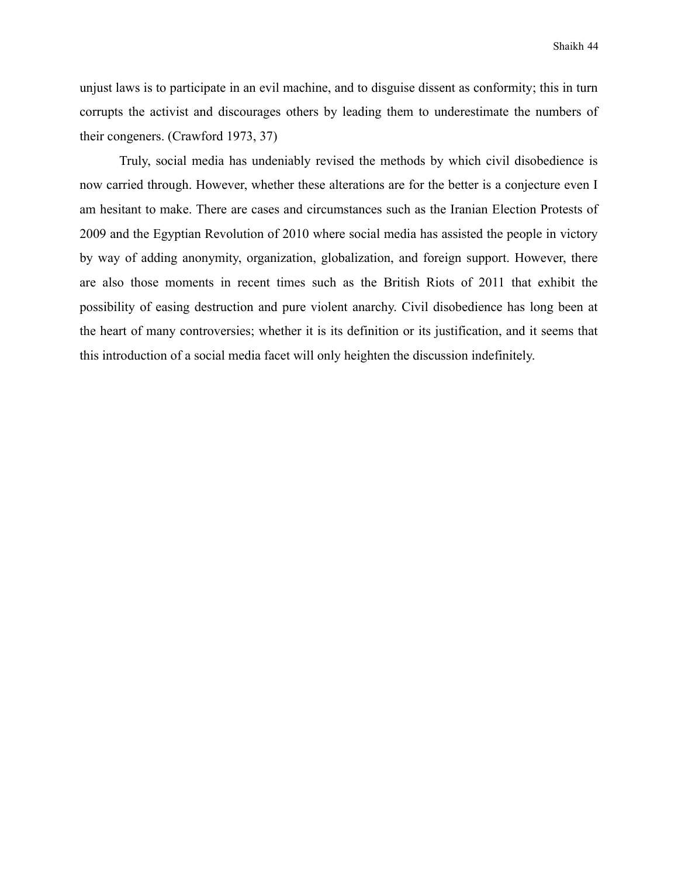unjust laws is to participate in an evil machine, and to disguise dissent as conformity; this in turn corrupts the activist and discourages others by leading them to underestimate the numbers of their congeners. (Crawford 1973, 37)

Truly, social media has undeniably revised the methods by which civil disobedience is now carried through. However, whether these alterations are for the better is a conjecture even I am hesitant to make. There are cases and circumstances such as the Iranian Election Protests of 2009 and the Egyptian Revolution of 2010 where social media has assisted the people in victory by way of adding anonymity, organization, globalization, and foreign support. However, there are also those moments in recent times such as the British Riots of 2011 that exhibit the possibility of easing destruction and pure violent anarchy. Civil disobedience has long been at the heart of many controversies; whether it is its definition or its justification, and it seems that this introduction of a social media facet will only heighten the discussion indefinitely.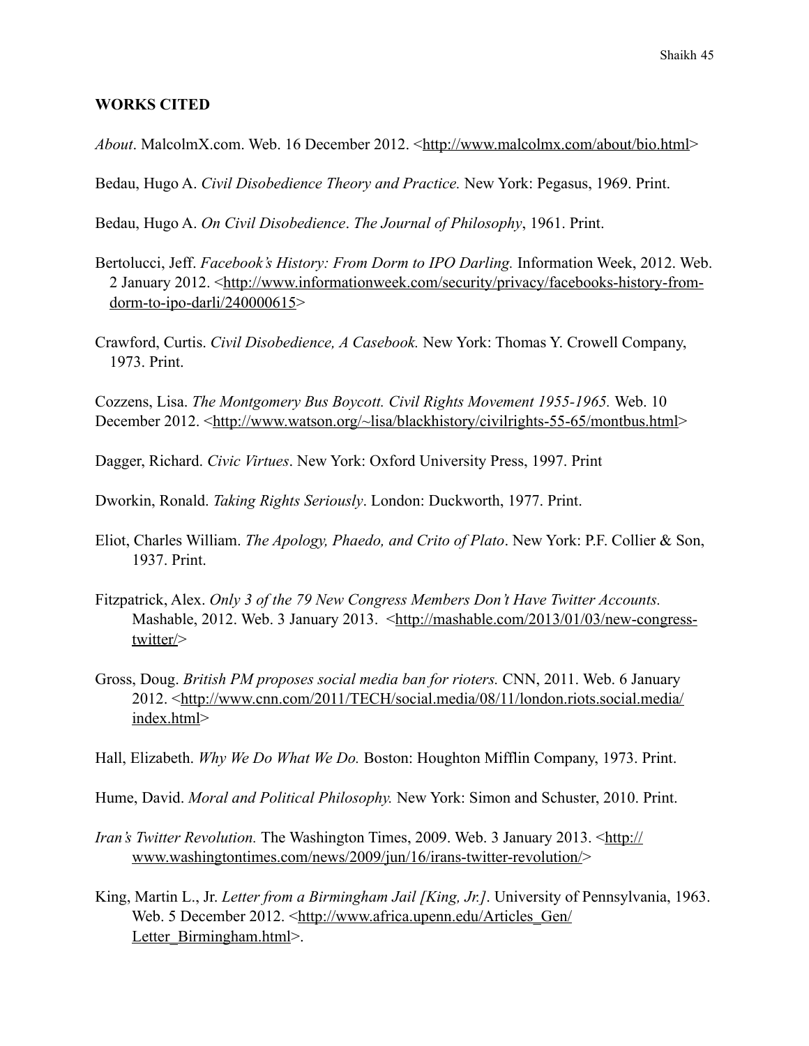**WORKS CITED**

*About*. MalcolmX.com. Web. 16 December 2012. <http://www.malcolmx.com/about/bio.html>

Bedau, Hugo A. *Civil Disobedience Theory and Practice.* New York: Pegasus, 1969. Print.

Bedau, Hugo A. *On Civil Disobedience*. *The Journal of Philosophy*, 1961. Print.

Bertolucci, Jeff. *Facebook's History: From Dorm to IPO Darling.* Information Week, 2012. Web. 2 January 2012. <http://www.informationweek.com/security/privacy/facebooks-history-from-dorm-to-ipo-darli/240000615>

Crawford, Curtis. *Civil Disobedience, A Casebook.* New York: Thomas Y. Crowell Company, 1973. Print.

Cozzens, Lisa. *The Montgomery Bus Boycott. Civil Rights Movement 1955-1965.* Web. 10 December 2012. <http://www.watson.org/~lisa/blackhistory/civilrights-55-65/montbus.html>

Dagger, Richard. *Civic Virtues*. New York: Oxford University Press, 1997. Print

Dworkin, Ronald. *Taking Rights Seriously*. London: Duckworth, 1977. Print.

Eliot, Charles William. *The Apology, Phaedo, and Crito of Plato*. New York: P.F. Collier & Son, 1937. Print.

Fitzpatrick, Alex. *Only 3 of the 79 New Congress Members Don't Have Twitter Accounts.* Mashable, 2012. Web. 3 January 2013. <http://mashable.com/2013/01/03/new-congress-twitter/>

Gross, Doug. *British PM proposes social media ban for rioters.* CNN, 2011. Web. 6 January 2012. <http://www.cnn.com/2011/TECH/social.media/08/11/london.riots.social.media/index.html>

Hall, Elizabeth. *Why We Do What We Do.* Boston: Houghton Mifflin Company, 1973. Print.

Hume, David. *Moral and Political Philosophy.* New York: Simon and Schuster, 2010. Print.

*Iran's Twitter Revolution.* The Washington Times, 2009. Web. 3 January 2013. <http://www.washingtontimes.com/news/2009/jun/16/irans-twitter-revolution/>

King, Martin L., Jr. *Letter from a Birmingham Jail [King, Jr.]*. University of Pennsylvania, 1963. Web. 5 December 2012. <http://www.africa.upenn.edu/Articles_Gen/Letter_Birmingham.html>.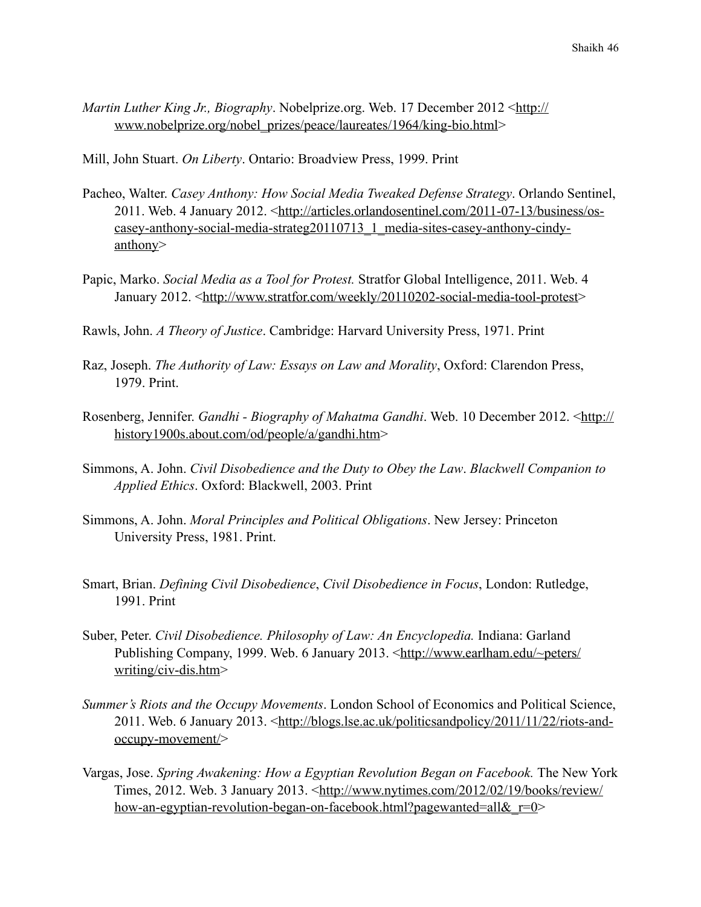*Martin Luther King Jr., Biography*. Nobelprize.org. Web. 17 December 2012 <http://www.nobelprize.org/nobel_prizes/peace/laureates/1964/king-bio.html>

Mill, John Stuart. *On Liberty*. Ontario: Broadview Press, 1999. Print

Pacheo, Walter. *Casey Anthony: How Social Media Tweaked Defense Strategy*. Orlando Sentinel, 2011. Web. 4 January 2012. <http://articles.orlandosentinel.com/2011-07-13/business/os-casey-anthony-social-media-strateg20110713_1_media-sites-casey-anthony-cindy-anthony>

Papic, Marko. *Social Media as a Tool for Protest.* Stratfor Global Intelligence, 2011. Web. 4 January 2012. <http://www.stratfor.com/weekly/20110202-social-media-tool-protest>

Rawls, John. *A Theory of Justice*. Cambridge: Harvard University Press, 1971. Print

Raz, Joseph. *The Authority of Law: Essays on Law and Morality*, Oxford: Clarendon Press, 1979. Print.

Rosenberg, Jennifer. *Gandhi - Biography of Mahatma Gandhi*. Web. 10 December 2012. <http://history1900s.about.com/od/people/a/gandhi.htm>

Simmons, A. John. *Civil Disobedience and the Duty to Obey the Law*. *Blackwell Companion to Applied Ethics*. Oxford: Blackwell, 2003. Print

Simmons, A. John. *Moral Principles and Political Obligations*. New Jersey: Princeton University Press, 1981. Print.

Smart, Brian. *Defining Civil Disobedience*, *Civil Disobedience in Focus*, London: Rutledge, 1991. Print

Suber, Peter. *Civil Disobedience. Philosophy of Law: An Encyclopedia.* Indiana: Garland Publishing Company, 1999. Web. 6 January 2013. <http://www.earlham.edu/~peters/writing/civ-dis.htm>

*Summer's Riots and the Occupy Movements*. London School of Economics and Political Science, 2011. Web. 6 January 2013. <http://blogs.lse.ac.uk/politicsandpolicy/2011/11/22/riots-and-occupy-movement/>

Vargas, Jose. *Spring Awakening: How a Egyptian Revolution Began on Facebook.* The New York Times, 2012. Web. 3 January 2013. <http://www.nytimes.com/2012/02/19/books/review/how-an-egyptian-revolution-began-on-facebook.html?pagewanted=all&_r=0>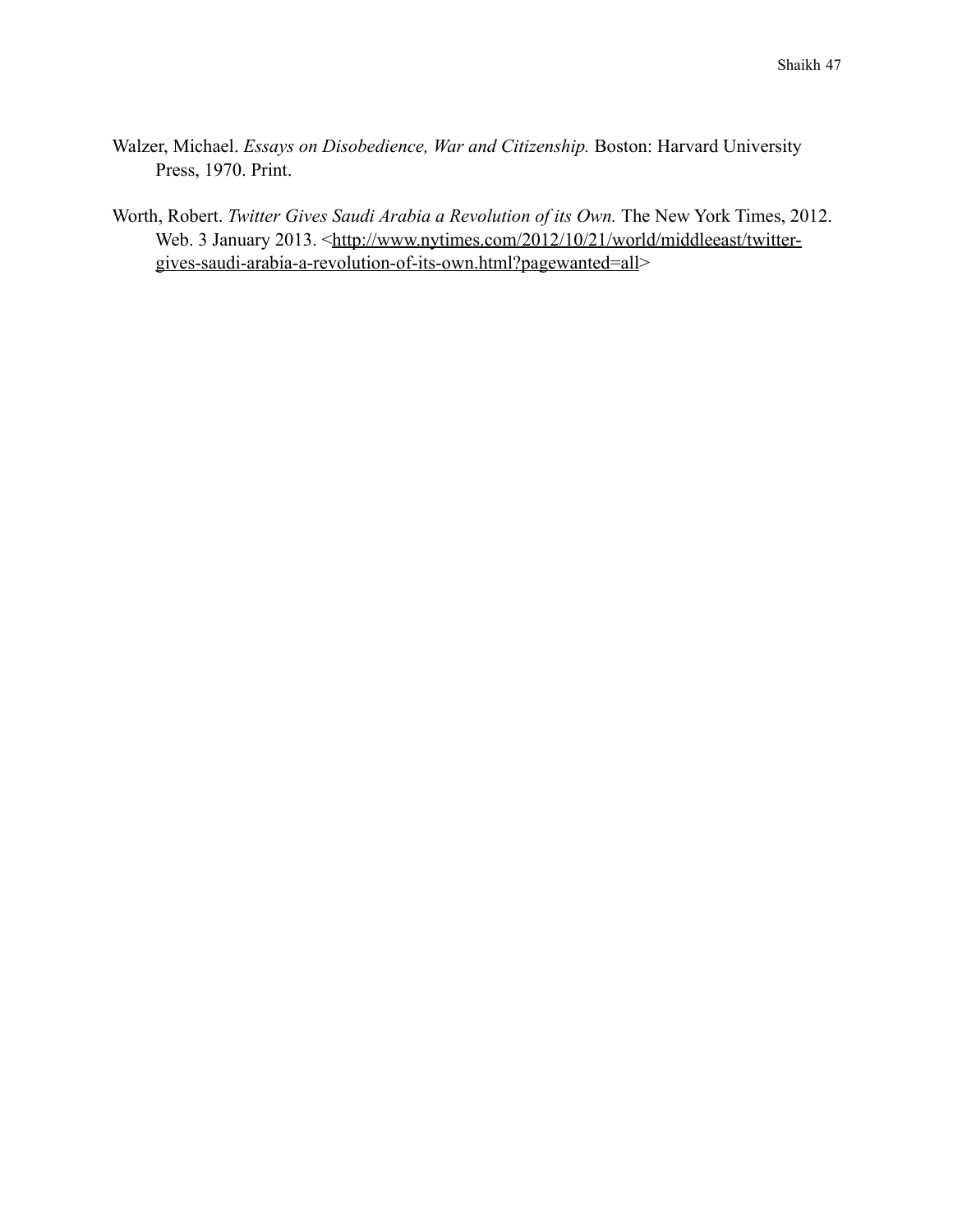Walzer, Michael. *Essays on Disobedience, War and Citizenship.* Boston: Harvard University Press, 1970. Print.

Worth, Robert. *Twitter Gives Saudi Arabia a Revolution of its Own.* The New York Times, 2012. Web. 3 January 2013. <http://www.nytimes.com/2012/10/21/world/middleeast/twitter-gives-saudi-arabia-a-revolution-of-its-own.html?pagewanted=all>